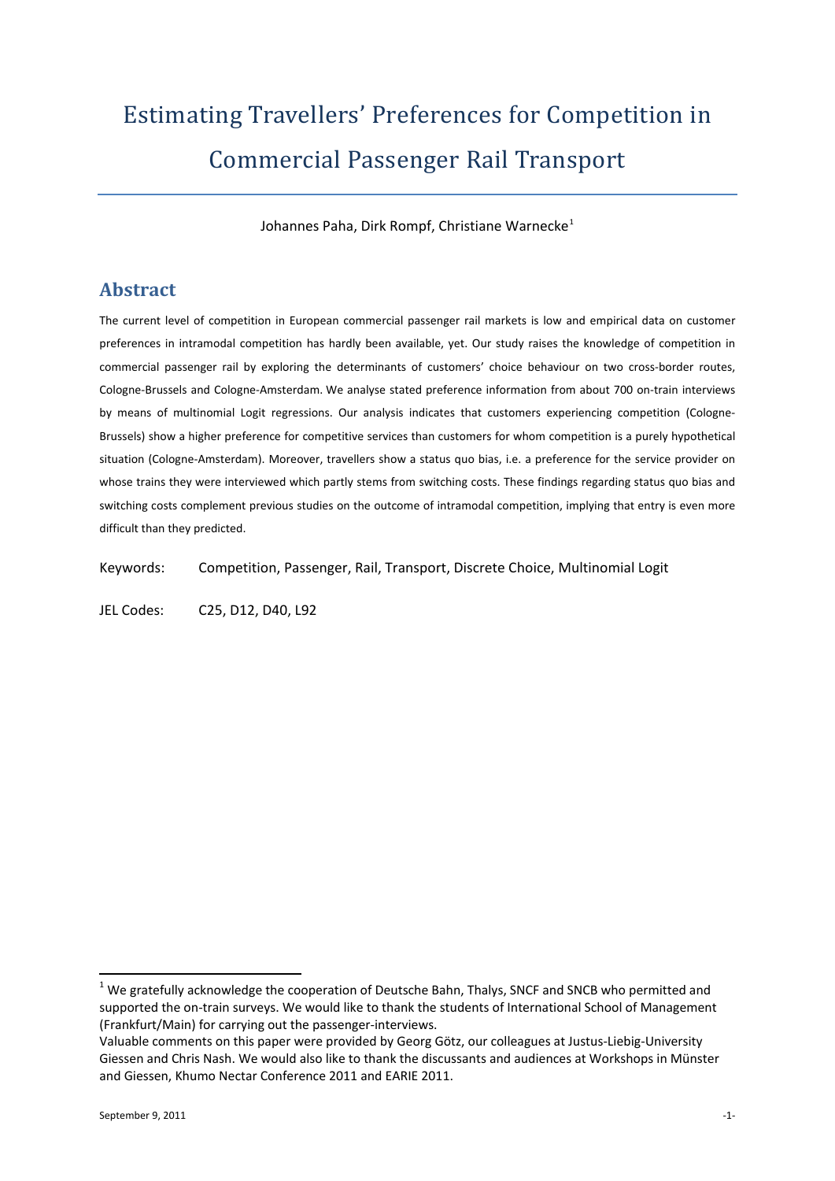# Estimating Travellers' Preferences for Competition in Commercial Passenger Rail Transport

Johannes Paha, Dirk Rompf, Christiane Warnecke[1]

## Abstract

The current level of competition in European commercial passenger rail markets is low and empirical data on customer preferences in intramodal competition has hardly been available, yet. Our study raises the knowledge of competition in commercial passenger rail by exploring the determinants of customers' choice behaviour on two cross-border routes, Cologne-Brussels and Cologne-Amsterdam. We analyse stated preference information from about 700 on-train interviews by means of multinomial Logit regressions. Our analysis indicates that customers experiencing competition (Cologne-Brussels) show a higher preference for competitive services than customers for whom competition is a purely hypothetical situation (Cologne-Amsterdam). Moreover, travellers show a status quo bias, i.e. a preference for the service provider on whose trains they were interviewed which partly stems from switching costs. These findings regarding status quo bias and switching costs complement previous studies on the outcome of intramodal competition, implying that entry is even more difficult than they predicted.

Keywords: Competition, Passenger, Rail, Transport, Discrete Choice, Multinomial Logit

JEL Codes: C25, D12, D40, L92

[1] We gratefully acknowledge the cooperation of Deutsche Bahn, Thalys, SNCF and SNCB who permitted and supported the on-train surveys. We would like to thank the students of International School of Management (Frankfurt/Main) for carrying out the passenger-interviews.
Valuable comments on this paper were provided by Georg Götz, our colleagues at Justus-Liebig-University Giessen and Chris Nash. We would also like to thank the discussants and audiences at Workshops in Münster and Giessen, Khumo Nectar Conference 2011 and EARIE 2011.

September 9, 2011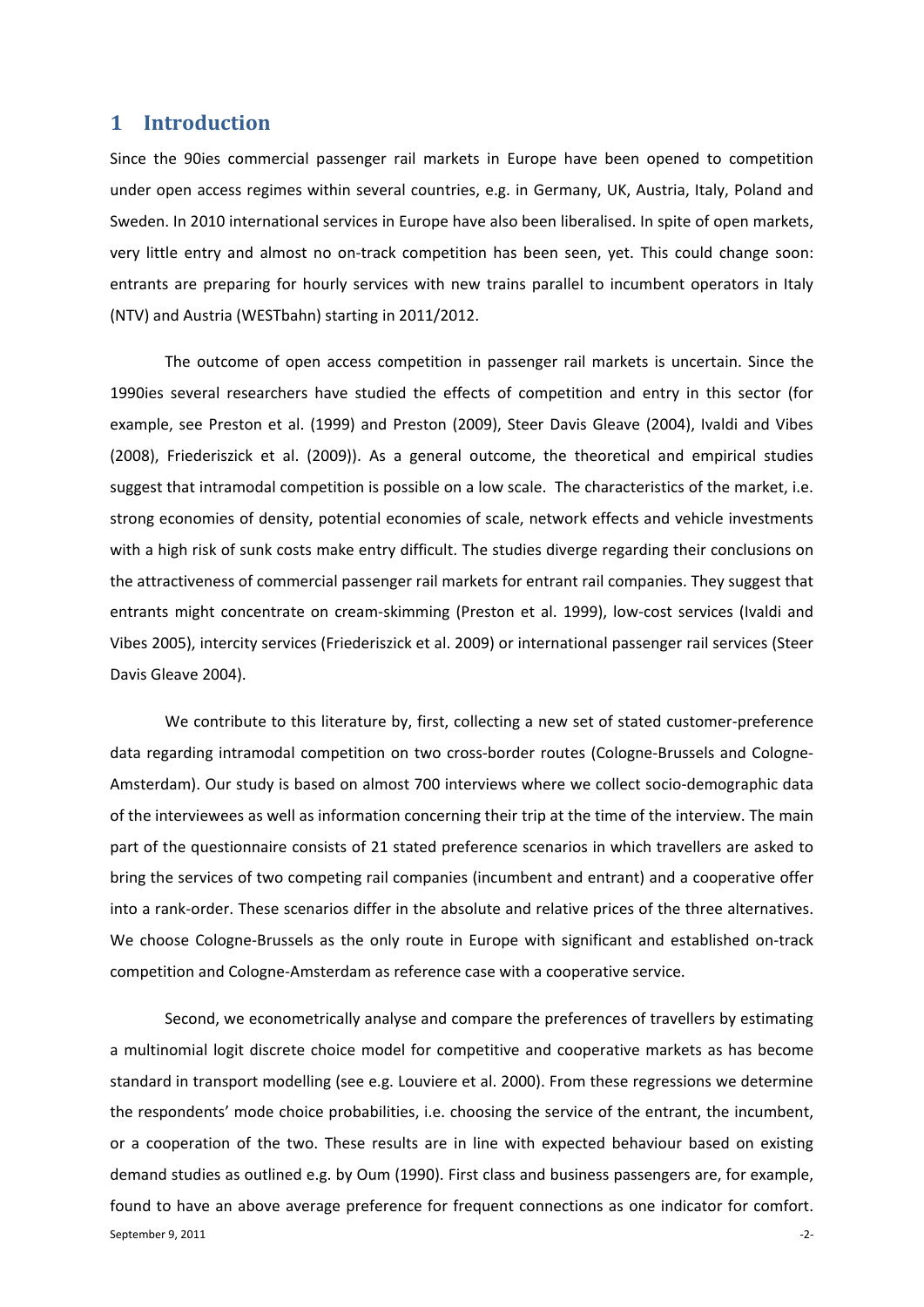## 1 Introduction

Since the 90ies commercial passenger rail markets in Europe have been opened to competition under open access regimes within several countries, e.g. in Germany, UK, Austria, Italy, Poland and Sweden. In 2010 international services in Europe have also been liberalised. In spite of open markets, very little entry and almost no on-track competition has been seen, yet. This could change soon: entrants are preparing for hourly services with new trains parallel to incumbent operators in Italy (NTV) and Austria (WESTbahn) starting in 2011/2012.

The outcome of open access competition in passenger rail markets is uncertain. Since the 1990ies several researchers have studied the effects of competition and entry in this sector (for example, see Preston et al. (1999) and Preston (2009), Steer Davis Gleave (2004), Ivaldi and Vibes (2008), Friederiszick et al. (2009)). As a general outcome, the theoretical and empirical studies suggest that intramodal competition is possible on a low scale. The characteristics of the market, i.e. strong economies of density, potential economies of scale, network effects and vehicle investments with a high risk of sunk costs make entry difficult. The studies diverge regarding their conclusions on the attractiveness of commercial passenger rail markets for entrant rail companies. They suggest that entrants might concentrate on cream-skimming (Preston et al. 1999), low-cost services (Ivaldi and Vibes 2005), intercity services (Friederiszick et al. 2009) or international passenger rail services (Steer Davis Gleave 2004).

We contribute to this literature by, first, collecting a new set of stated customer-preference data regarding intramodal competition on two cross-border routes (Cologne-Brussels and Cologne-Amsterdam). Our study is based on almost 700 interviews where we collect socio-demographic data of the interviewees as well as information concerning their trip at the time of the interview. The main part of the questionnaire consists of 21 stated preference scenarios in which travellers are asked to bring the services of two competing rail companies (incumbent and entrant) and a cooperative offer into a rank-order. These scenarios differ in the absolute and relative prices of the three alternatives. We choose Cologne-Brussels as the only route in Europe with significant and established on-track competition and Cologne-Amsterdam as reference case with a cooperative service.

Second, we econometrically analyse and compare the preferences of travellers by estimating a multinomial logit discrete choice model for competitive and cooperative markets as has become standard in transport modelling (see e.g. Louviere et al. 2000). From these regressions we determine the respondents' mode choice probabilities, i.e. choosing the service of the entrant, the incumbent, or a cooperation of the two. These results are in line with expected behaviour based on existing demand studies as outlined e.g. by Oum (1990). First class and business passengers are, for example, found to have an above average preference for frequent connections as one indicator for comfort.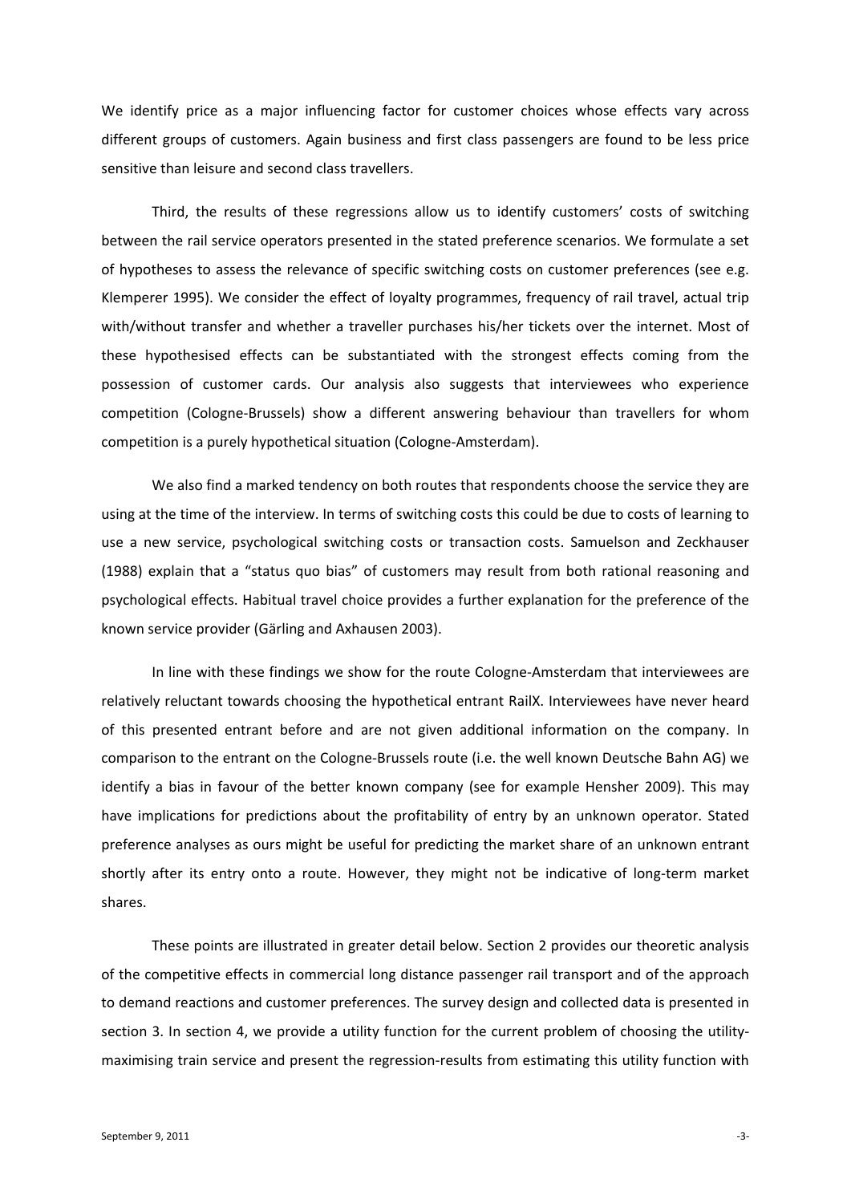We identify price as a major influencing factor for customer choices whose effects vary across different groups of customers. Again business and first class passengers are found to be less price sensitive than leisure and second class travellers.

Third, the results of these regressions allow us to identify customers' costs of switching between the rail service operators presented in the stated preference scenarios. We formulate a set of hypotheses to assess the relevance of specific switching costs on customer preferences (see e.g. Klemperer 1995). We consider the effect of loyalty programmes, frequency of rail travel, actual trip with/without transfer and whether a traveller purchases his/her tickets over the internet. Most of these hypothesised effects can be substantiated with the strongest effects coming from the possession of customer cards. Our analysis also suggests that interviewees who experience competition (Cologne-Brussels) show a different answering behaviour than travellers for whom competition is a purely hypothetical situation (Cologne-Amsterdam).

We also find a marked tendency on both routes that respondents choose the service they are using at the time of the interview. In terms of switching costs this could be due to costs of learning to use a new service, psychological switching costs or transaction costs. Samuelson and Zeckhauser (1988) explain that a "status quo bias" of customers may result from both rational reasoning and psychological effects. Habitual travel choice provides a further explanation for the preference of the known service provider (Gärling and Axhausen 2003).

In line with these findings we show for the route Cologne-Amsterdam that interviewees are relatively reluctant towards choosing the hypothetical entrant RailX. Interviewees have never heard of this presented entrant before and are not given additional information on the company. In comparison to the entrant on the Cologne-Brussels route (i.e. the well known Deutsche Bahn AG) we identify a bias in favour of the better known company (see for example Hensher 2009). This may have implications for predictions about the profitability of entry by an unknown operator. Stated preference analyses as ours might be useful for predicting the market share of an unknown entrant shortly after its entry onto a route. However, they might not be indicative of long-term market shares.

These points are illustrated in greater detail below. Section 2 provides our theoretic analysis of the competitive effects in commercial long distance passenger rail transport and of the approach to demand reactions and customer preferences. The survey design and collected data is presented in section 3. In section 4, we provide a utility function for the current problem of choosing the utility-maximising train service and present the regression-results from estimating this utility function with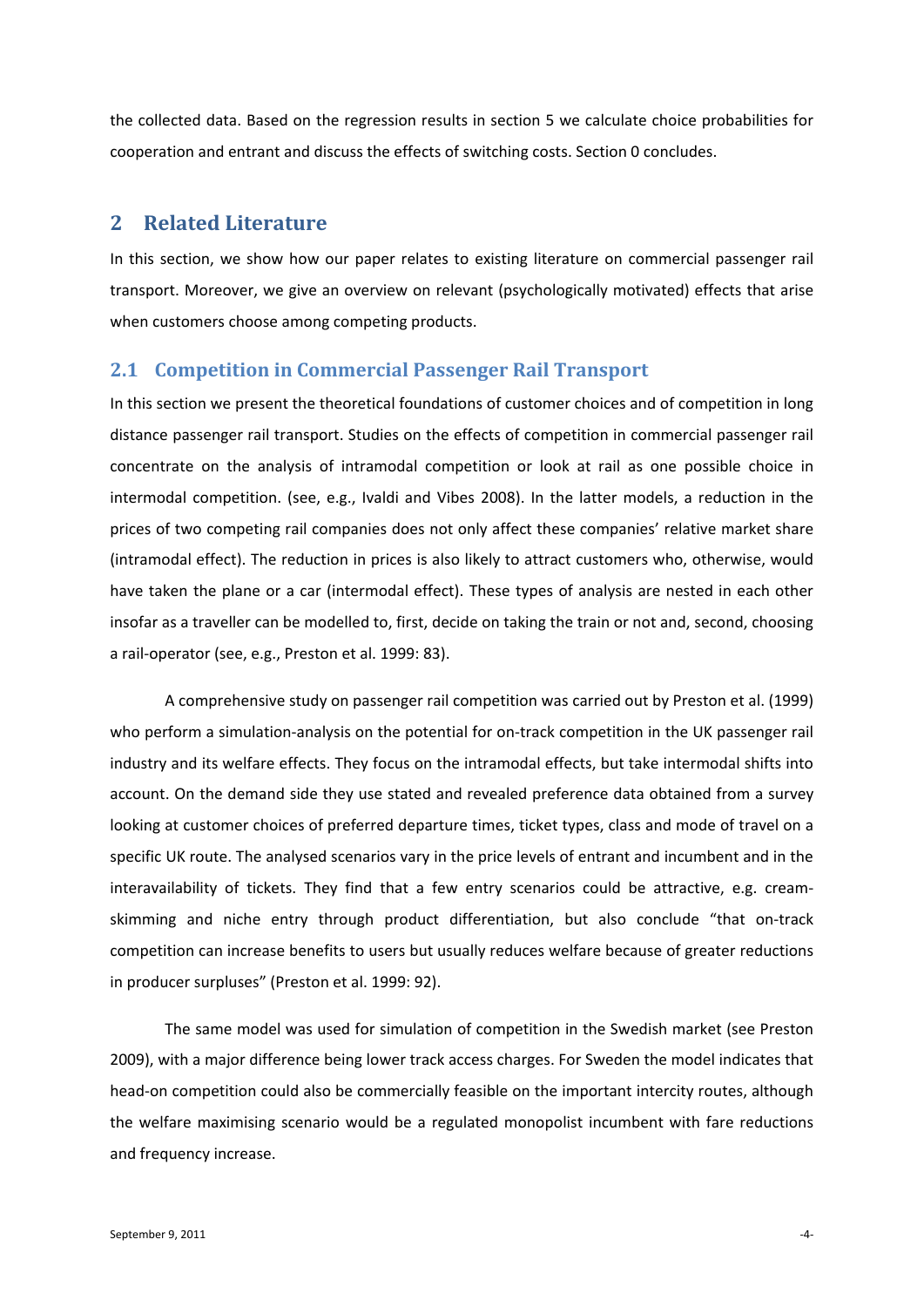the collected data. Based on the regression results in section 5 we calculate choice probabilities for cooperation and entrant and discuss the effects of switching costs. Section 0 concludes.

## 2 Related Literature

In this section, we show how our paper relates to existing literature on commercial passenger rail transport. Moreover, we give an overview on relevant (psychologically motivated) effects that arise when customers choose among competing products.

### 2.1 Competition in Commercial Passenger Rail Transport

In this section we present the theoretical foundations of customer choices and of competition in long distance passenger rail transport. Studies on the effects of competition in commercial passenger rail concentrate on the analysis of intramodal competition or look at rail as one possible choice in intermodal competition. (see, e.g., Ivaldi and Vibes 2008). In the latter models, a reduction in the prices of two competing rail companies does not only affect these companies' relative market share (intramodal effect). The reduction in prices is also likely to attract customers who, otherwise, would have taken the plane or a car (intermodal effect). These types of analysis are nested in each other insofar as a traveller can be modelled to, first, decide on taking the train or not and, second, choosing a rail-operator (see, e.g., Preston et al. 1999: 83).

A comprehensive study on passenger rail competition was carried out by Preston et al. (1999) who perform a simulation-analysis on the potential for on-track competition in the UK passenger rail industry and its welfare effects. They focus on the intramodal effects, but take intermodal shifts into account. On the demand side they use stated and revealed preference data obtained from a survey looking at customer choices of preferred departure times, ticket types, class and mode of travel on a specific UK route. The analysed scenarios vary in the price levels of entrant and incumbent and in the interavailability of tickets. They find that a few entry scenarios could be attractive, e.g. cream-skimming and niche entry through product differentiation, but also conclude "that on-track competition can increase benefits to users but usually reduces welfare because of greater reductions in producer surpluses" (Preston et al. 1999: 92).

The same model was used for simulation of competition in the Swedish market (see Preston 2009), with a major difference being lower track access charges. For Sweden the model indicates that head-on competition could also be commercially feasible on the important intercity routes, although the welfare maximising scenario would be a regulated monopolist incumbent with fare reductions and frequency increase.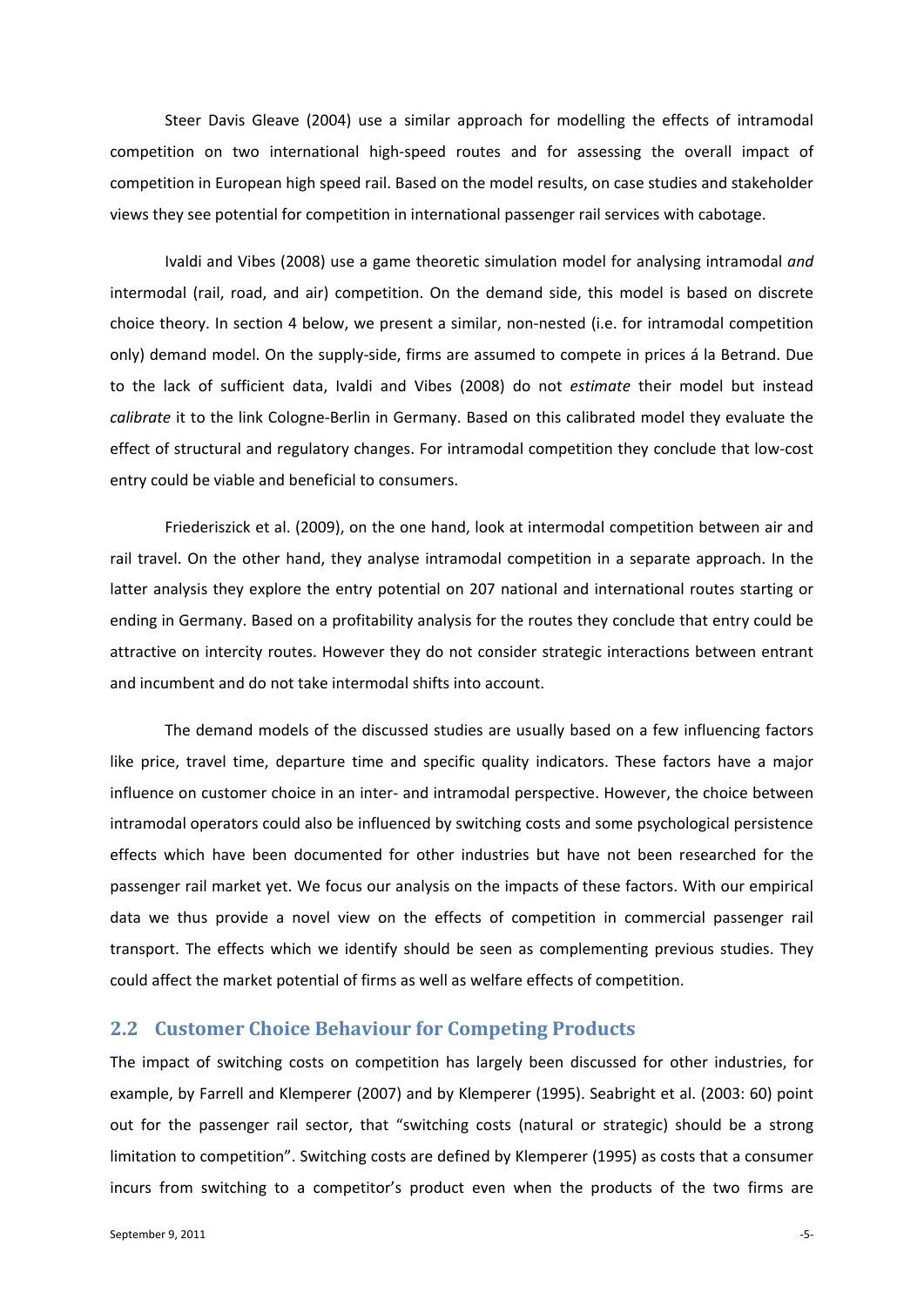Steer Davis Gleave (2004) use a similar approach for modelling the effects of intramodal competition on two international high-speed routes and for assessing the overall impact of competition in European high speed rail. Based on the model results, on case studies and stakeholder views they see potential for competition in international passenger rail services with cabotage.

Ivaldi and Vibes (2008) use a game theoretic simulation model for analysing intramodal *and* intermodal (rail, road, and air) competition. On the demand side, this model is based on discrete choice theory. In section 4 below, we present a similar, non-nested (i.e. for intramodal competition only) demand model. On the supply-side, firms are assumed to compete in prices á la Betrand. Due to the lack of sufficient data, Ivaldi and Vibes (2008) do not *estimate* their model but instead *calibrate* it to the link Cologne-Berlin in Germany. Based on this calibrated model they evaluate the effect of structural and regulatory changes. For intramodal competition they conclude that low-cost entry could be viable and beneficial to consumers.

Friederiszick et al. (2009), on the one hand, look at intermodal competition between air and rail travel. On the other hand, they analyse intramodal competition in a separate approach. In the latter analysis they explore the entry potential on 207 national and international routes starting or ending in Germany. Based on a profitability analysis for the routes they conclude that entry could be attractive on intercity routes. However they do not consider strategic interactions between entrant and incumbent and do not take intermodal shifts into account.

The demand models of the discussed studies are usually based on a few influencing factors like price, travel time, departure time and specific quality indicators. These factors have a major influence on customer choice in an inter- and intramodal perspective. However, the choice between intramodal operators could also be influenced by switching costs and some psychological persistence effects which have been documented for other industries but have not been researched for the passenger rail market yet. We focus our analysis on the impacts of these factors. With our empirical data we thus provide a novel view on the effects of competition in commercial passenger rail transport. The effects which we identify should be seen as complementing previous studies. They could affect the market potential of firms as well as welfare effects of competition.

## 2.2 Customer Choice Behaviour for Competing Products

The impact of switching costs on competition has largely been discussed for other industries, for example, by Farrell and Klemperer (2007) and by Klemperer (1995). Seabright et al. (2003: 60) point out for the passenger rail sector, that "switching costs (natural or strategic) should be a strong limitation to competition". Switching costs are defined by Klemperer (1995) as costs that a consumer incurs from switching to a competitor's product even when the products of the two firms are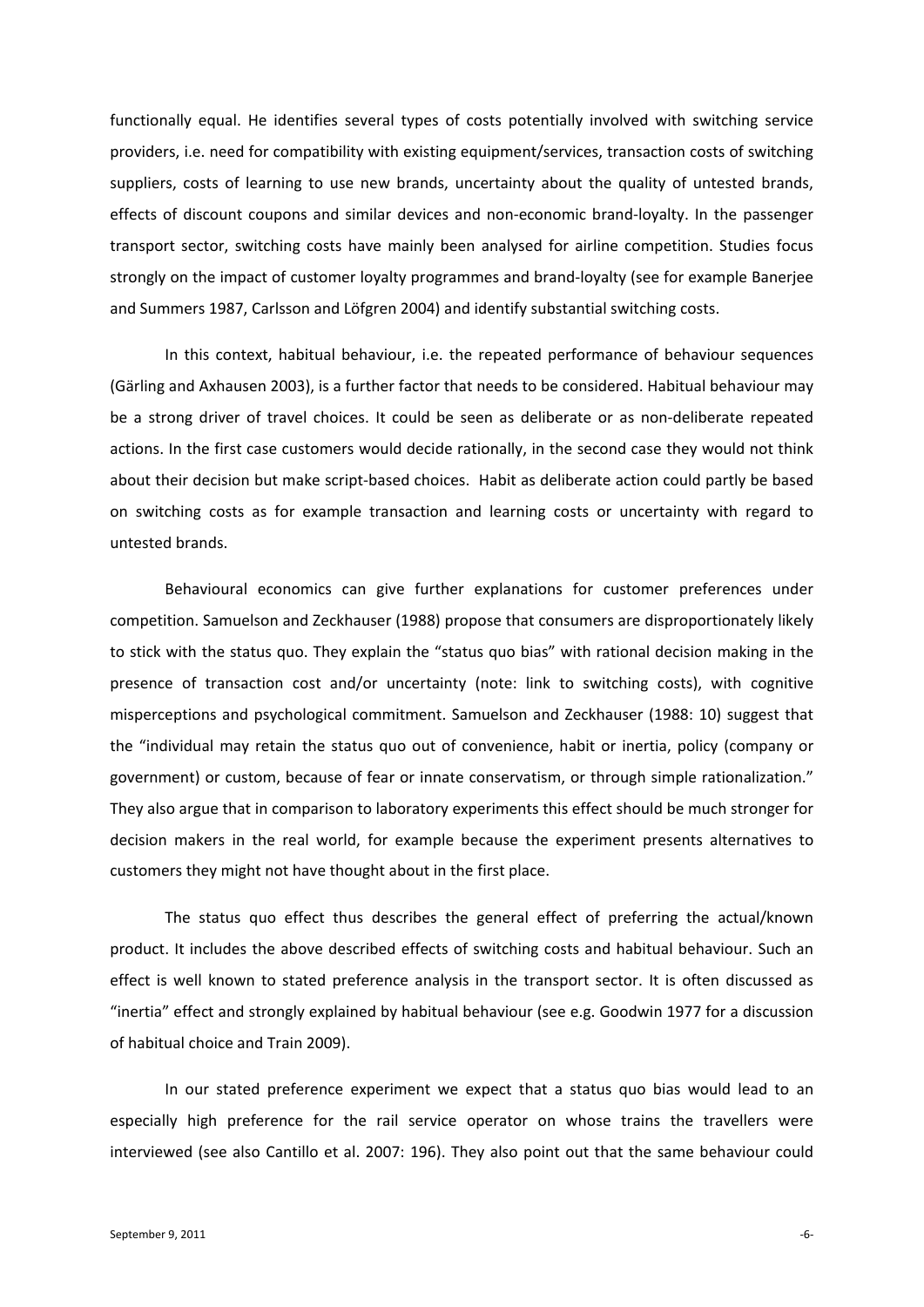functionally equal. He identifies several types of costs potentially involved with switching service providers, i.e. need for compatibility with existing equipment/services, transaction costs of switching suppliers, costs of learning to use new brands, uncertainty about the quality of untested brands, effects of discount coupons and similar devices and non-economic brand-loyalty. In the passenger transport sector, switching costs have mainly been analysed for airline competition. Studies focus strongly on the impact of customer loyalty programmes and brand-loyalty (see for example Banerjee and Summers 1987, Carlsson and Löfgren 2004) and identify substantial switching costs.

In this context, habitual behaviour, i.e. the repeated performance of behaviour sequences (Gärling and Axhausen 2003), is a further factor that needs to be considered. Habitual behaviour may be a strong driver of travel choices. It could be seen as deliberate or as non-deliberate repeated actions. In the first case customers would decide rationally, in the second case they would not think about their decision but make script-based choices. Habit as deliberate action could partly be based on switching costs as for example transaction and learning costs or uncertainty with regard to untested brands.

Behavioural economics can give further explanations for customer preferences under competition. Samuelson and Zeckhauser (1988) propose that consumers are disproportionately likely to stick with the status quo. They explain the "status quo bias" with rational decision making in the presence of transaction cost and/or uncertainty (note: link to switching costs), with cognitive misperceptions and psychological commitment. Samuelson and Zeckhauser (1988: 10) suggest that the "individual may retain the status quo out of convenience, habit or inertia, policy (company or government) or custom, because of fear or innate conservatism, or through simple rationalization." They also argue that in comparison to laboratory experiments this effect should be much stronger for decision makers in the real world, for example because the experiment presents alternatives to customers they might not have thought about in the first place.

The status quo effect thus describes the general effect of preferring the actual/known product. It includes the above described effects of switching costs and habitual behaviour. Such an effect is well known to stated preference analysis in the transport sector. It is often discussed as "inertia" effect and strongly explained by habitual behaviour (see e.g. Goodwin 1977 for a discussion of habitual choice and Train 2009).

In our stated preference experiment we expect that a status quo bias would lead to an especially high preference for the rail service operator on whose trains the travellers were interviewed (see also Cantillo et al. 2007: 196). They also point out that the same behaviour could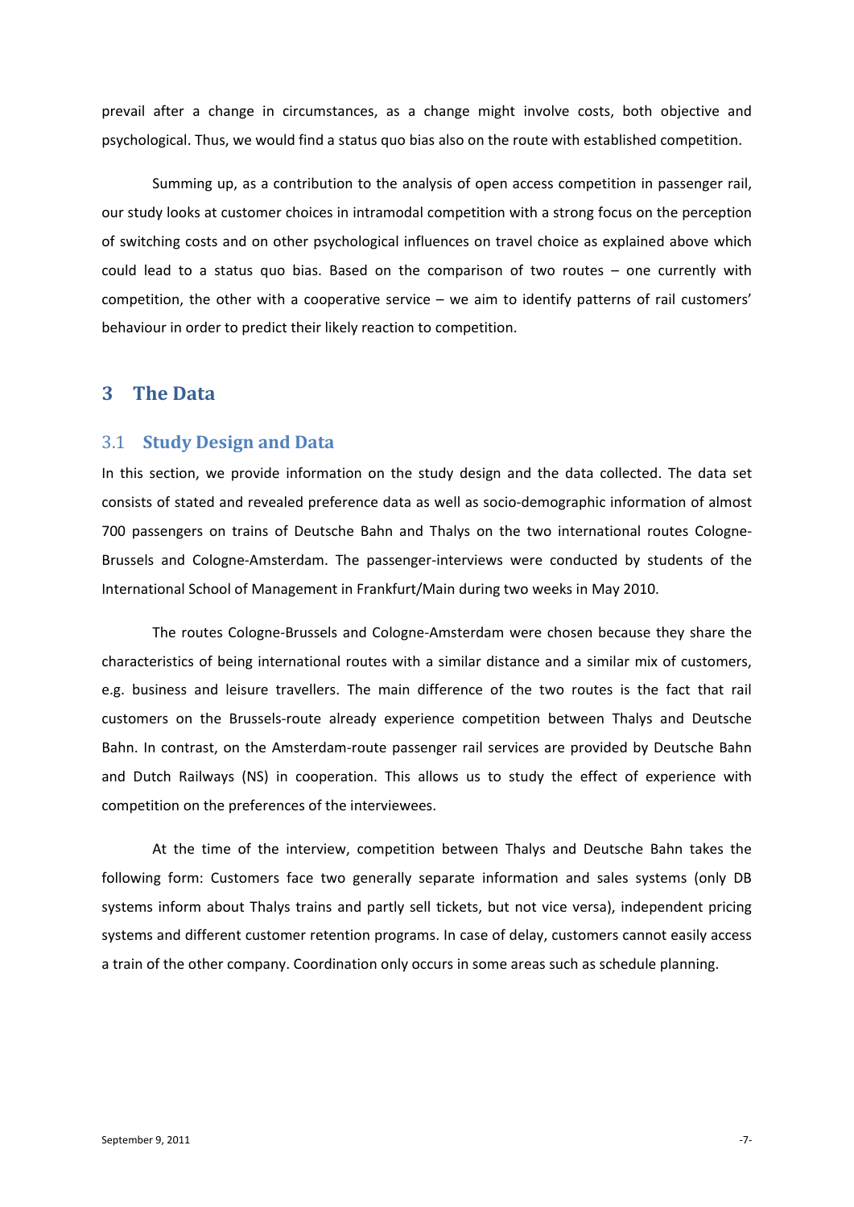prevail after a change in circumstances, as a change might involve costs, both objective and psychological. Thus, we would find a status quo bias also on the route with established competition.

Summing up, as a contribution to the analysis of open access competition in passenger rail, our study looks at customer choices in intramodal competition with a strong focus on the perception of switching costs and on other psychological influences on travel choice as explained above which could lead to a status quo bias. Based on the comparison of two routes – one currently with competition, the other with a cooperative service – we aim to identify patterns of rail customers' behaviour in order to predict their likely reaction to competition.

# 3 The Data

## 3.1 Study Design and Data

In this section, we provide information on the study design and the data collected. The data set consists of stated and revealed preference data as well as socio-demographic information of almost 700 passengers on trains of Deutsche Bahn and Thalys on the two international routes Cologne-Brussels and Cologne-Amsterdam. The passenger-interviews were conducted by students of the International School of Management in Frankfurt/Main during two weeks in May 2010.

The routes Cologne-Brussels and Cologne-Amsterdam were chosen because they share the characteristics of being international routes with a similar distance and a similar mix of customers, e.g. business and leisure travellers. The main difference of the two routes is the fact that rail customers on the Brussels-route already experience competition between Thalys and Deutsche Bahn. In contrast, on the Amsterdam-route passenger rail services are provided by Deutsche Bahn and Dutch Railways (NS) in cooperation. This allows us to study the effect of experience with competition on the preferences of the interviewees.

At the time of the interview, competition between Thalys and Deutsche Bahn takes the following form: Customers face two generally separate information and sales systems (only DB systems inform about Thalys trains and partly sell tickets, but not vice versa), independent pricing systems and different customer retention programs. In case of delay, customers cannot easily access a train of the other company. Coordination only occurs in some areas such as schedule planning.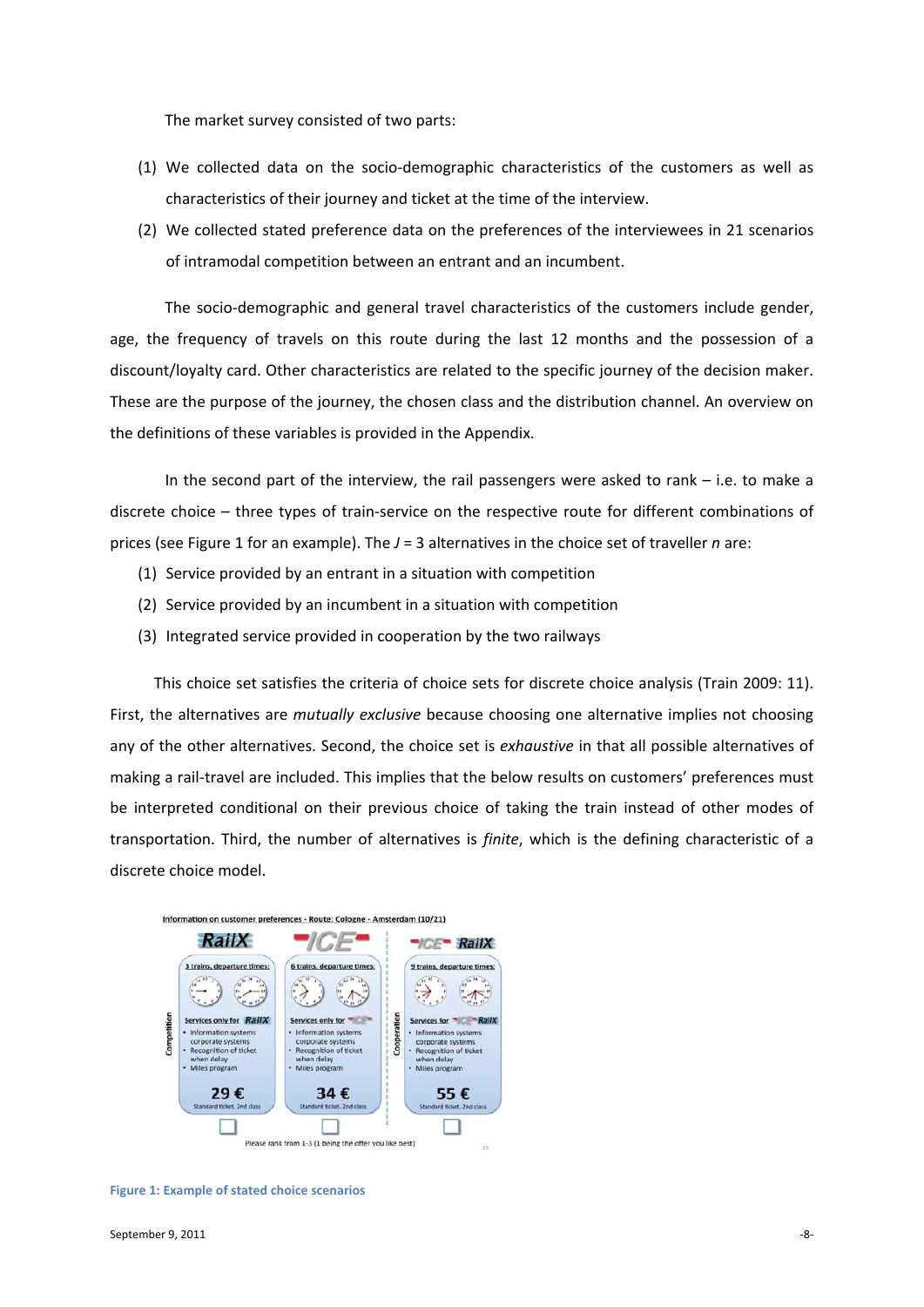The market survey consisted of two parts:

(1) We collected data on the socio-demographic characteristics of the customers as well as characteristics of their journey and ticket at the time of the interview.

(2) We collected stated preference data on the preferences of the interviewees in 21 scenarios of intramodal competition between an entrant and an incumbent.

The socio-demographic and general travel characteristics of the customers include gender, age, the frequency of travels on this route during the last 12 months and the possession of a discount/loyalty card. Other characteristics are related to the specific journey of the decision maker. These are the purpose of the journey, the chosen class and the distribution channel. An overview on the definitions of these variables is provided in the Appendix.

In the second part of the interview, the rail passengers were asked to rank – i.e. to make a discrete choice – three types of train-service on the respective route for different combinations of prices (see Figure 1 for an example). The $J = 3$ alternatives in the choice set of traveller $n$ are:

(1) Service provided by an entrant in a situation with competition
(2) Service provided by an incumbent in a situation with competition
(3) Integrated service provided in cooperation by the two railways

This choice set satisfies the criteria of choice sets for discrete choice analysis (Train 2009: 11). First, the alternatives are *mutually exclusive* because choosing one alternative implies not choosing any of the other alternatives. Second, the choice set is *exhaustive* in that all possible alternatives of making a rail-travel are included. This implies that the below results on customers' preferences must be interpreted conditional on their previous choice of taking the train instead of other modes of transportation. Third, the number of alternatives is *finite*, which is the defining characteristic of a discrete choice model.

Information on customer preferences - Route: Cologne - Amsterdam (10/21)

| Competition | | Cooperation |
|---|---|---|
| RailX | ICE | ICE RailX |
| 3 trains, departure times: | 6 trains, departure times: | 9 trains, departure times: |
| Services only for RailX | Services only for ICE | Services for ICE RailX |
| • Information systems corporate systems • Recognition of ticket when delay • Miles program | • Information systems corporate systems • Recognition of ticket when delay • Miles program | • Information systems corporate systems • Recognition of ticket when delay • Miles program |
| 29 € Standard ticket, 2nd class | 34 € Standard ticket, 2nd class | 55 € Standard ticket, 2nd class |

Please rank from 1-3 (1 being the offer you like best)

**Figure 1: Example of stated choice scenarios**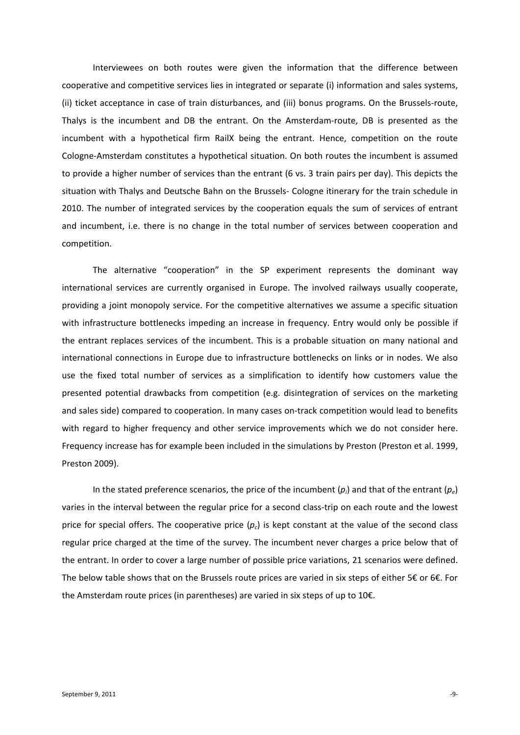Interviewees on both routes were given the information that the difference between cooperative and competitive services lies in integrated or separate (i) information and sales systems, (ii) ticket acceptance in case of train disturbances, and (iii) bonus programs. On the Brussels-route, Thalys is the incumbent and DB the entrant. On the Amsterdam-route, DB is presented as the incumbent with a hypothetical firm RailX being the entrant. Hence, competition on the route Cologne-Amsterdam constitutes a hypothetical situation. On both routes the incumbent is assumed to provide a higher number of services than the entrant (6 vs. 3 train pairs per day). This depicts the situation with Thalys and Deutsche Bahn on the Brussels- Cologne itinerary for the train schedule in 2010. The number of integrated services by the cooperation equals the sum of services of entrant and incumbent, i.e. there is no change in the total number of services between cooperation and competition.

The alternative "cooperation" in the SP experiment represents the dominant way international services are currently organised in Europe. The involved railways usually cooperate, providing a joint monopoly service. For the competitive alternatives we assume a specific situation with infrastructure bottlenecks impeding an increase in frequency. Entry would only be possible if the entrant replaces services of the incumbent. This is a probable situation on many national and international connections in Europe due to infrastructure bottlenecks on links or in nodes. We also use the fixed total number of services as a simplification to identify how customers value the presented potential drawbacks from competition (e.g. disintegration of services on the marketing and sales side) compared to cooperation. In many cases on-track competition would lead to benefits with regard to higher frequency and other service improvements which we do not consider here. Frequency increase has for example been included in the simulations by Preston (Preston et al. 1999, Preston 2009).

In the stated preference scenarios, the price of the incumbent ($p_i$) and that of the entrant ($p_e$) varies in the interval between the regular price for a second class-trip on each route and the lowest price for special offers. The cooperative price ($p_c$) is kept constant at the value of the second class regular price charged at the time of the survey. The incumbent never charges a price below that of the entrant. In order to cover a large number of possible price variations, 21 scenarios were defined. The below table shows that on the Brussels route prices are varied in six steps of either 5€ or 6€. For the Amsterdam route prices (in parentheses) are varied in six steps of up to 10€.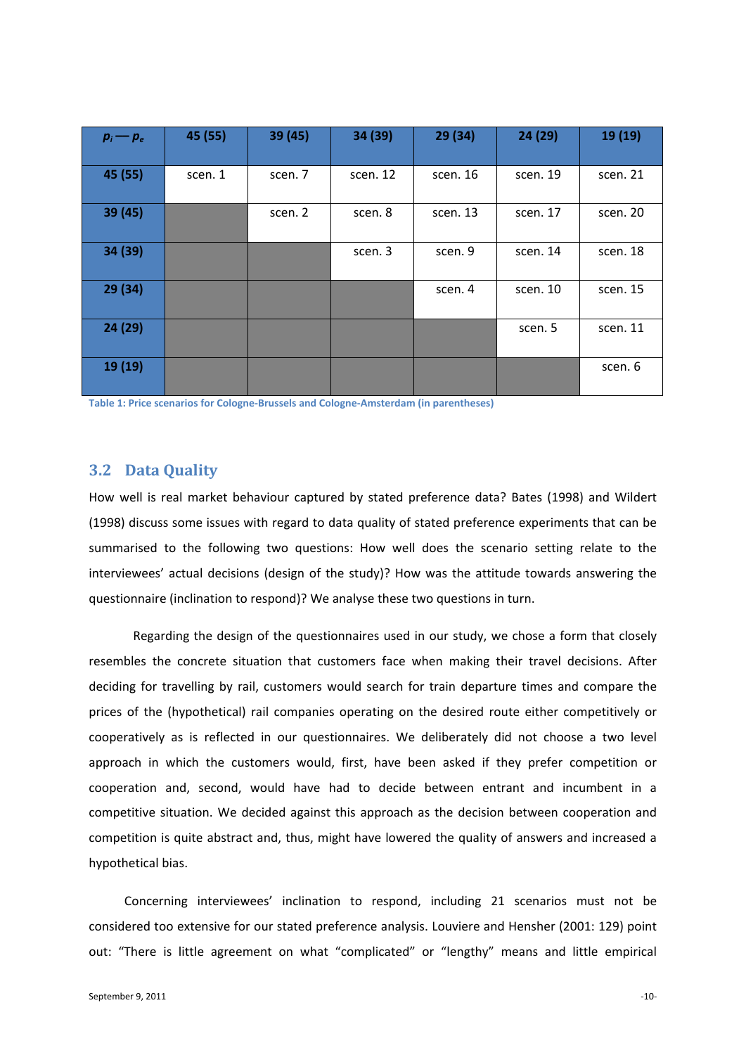| $p_i$ — $p_e$ | 45 (55) | 39 (45) | 34 (39) | 29 (34) | 24 (29) | 19 (19) |
|---|---|---|---|---|---|---|
| **45 (55)** | scen. 1 | scen. 7 | scen. 12 | scen. 16 | scen. 19 | scen. 21 |
| **39 (45)** | | scen. 2 | scen. 8 | scen. 13 | scen. 17 | scen. 20 |
| **34 (39)** | | | scen. 3 | scen. 9 | scen. 14 | scen. 18 |
| **29 (34)** | | | | scen. 4 | scen. 10 | scen. 15 |
| **24 (29)** | | | | | scen. 5 | scen. 11 |
| **19 (19)** | | | | | | scen. 6 |

Table 1: Price scenarios for Cologne-Brussels and Cologne-Amsterdam (in parentheses)

## 3.2 Data Quality

How well is real market behaviour captured by stated preference data? Bates (1998) and Wildert (1998) discuss some issues with regard to data quality of stated preference experiments that can be summarised to the following two questions: How well does the scenario setting relate to the interviewees' actual decisions (design of the study)? How was the attitude towards answering the questionnaire (inclination to respond)? We analyse these two questions in turn.

Regarding the design of the questionnaires used in our study, we chose a form that closely resembles the concrete situation that customers face when making their travel decisions. After deciding for travelling by rail, customers would search for train departure times and compare the prices of the (hypothetical) rail companies operating on the desired route either competitively or cooperatively as is reflected in our questionnaires. We deliberately did not choose a two level approach in which the customers would, first, have been asked if they prefer competition or cooperation and, second, would have had to decide between entrant and incumbent in a competitive situation. We decided against this approach as the decision between cooperation and competition is quite abstract and, thus, might have lowered the quality of answers and increased a hypothetical bias.

Concerning interviewees' inclination to respond, including 21 scenarios must not be considered too extensive for our stated preference analysis. Louviere and Hensher (2001: 129) point out: "There is little agreement on what "complicated" or "lengthy" means and little empirical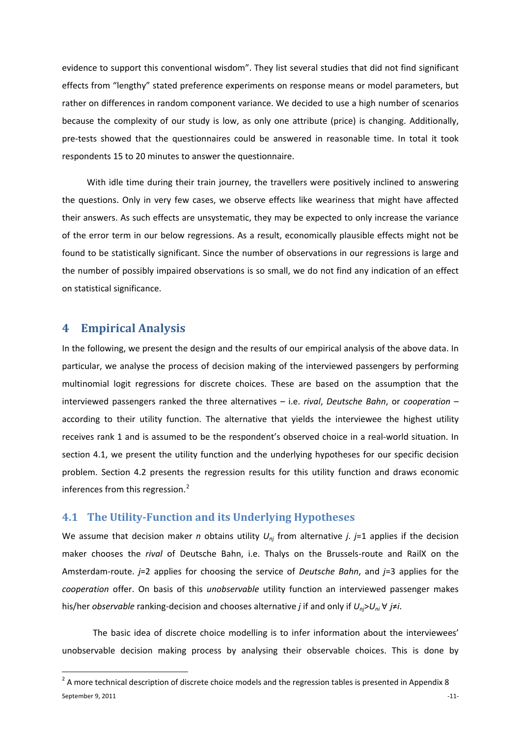evidence to support this conventional wisdom". They list several studies that did not find significant effects from "lengthy" stated preference experiments on response means or model parameters, but rather on differences in random component variance. We decided to use a high number of scenarios because the complexity of our study is low, as only one attribute (price) is changing. Additionally, pre-tests showed that the questionnaires could be answered in reasonable time. In total it took respondents 15 to 20 minutes to answer the questionnaire.

With idle time during their train journey, the travellers were positively inclined to answering the questions. Only in very few cases, we observe effects like weariness that might have affected their answers. As such effects are unsystematic, they may be expected to only increase the variance of the error term in our below regressions. As a result, economically plausible effects might not be found to be statistically significant. Since the number of observations in our regressions is large and the number of possibly impaired observations is so small, we do not find any indication of an effect on statistical significance.

# 4 Empirical Analysis

In the following, we present the design and the results of our empirical analysis of the above data. In particular, we analyse the process of decision making of the interviewed passengers by performing multinomial logit regressions for discrete choices. These are based on the assumption that the interviewed passengers ranked the three alternatives – i.e. *rival*, *Deutsche Bahn*, or *cooperation* – according to their utility function. The alternative that yields the interviewee the highest utility receives rank 1 and is assumed to be the respondent's observed choice in a real-world situation. In section 4.1, we present the utility function and the underlying hypotheses for our specific decision problem. Section 4.2 presents the regression results for this utility function and draws economic inferences from this regression.[2]

## 4.1 The Utility-Function and its Underlying Hypotheses

We assume that decision maker $n$ obtains utility $U_{nj}$ from alternative $j$. $j$=1 applies if the decision maker chooses the *rival* of Deutsche Bahn, i.e. Thalys on the Brussels-route and RailX on the Amsterdam-route. $j$=2 applies for choosing the service of *Deutsche Bahn*, and $j$=3 applies for the *cooperation* offer. On basis of this *unobservable* utility function an interviewed passenger makes his/her *observable* ranking-decision and chooses alternative $j$ if and only if $U_{nj} > U_{ni} \; \forall \; j \neq i$.

The basic idea of discrete choice modelling is to infer information about the interviewees' unobservable decision making process by analysing their observable choices. This is done by

[2] A more technical description of discrete choice models and the regression tables is presented in Appendix 8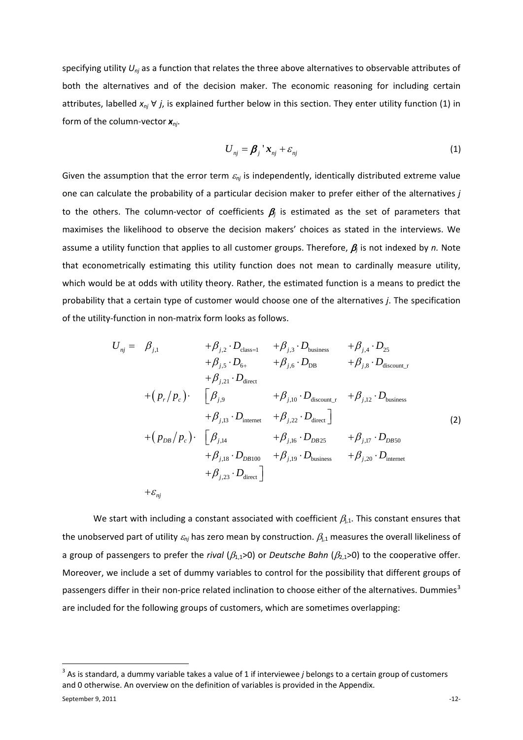specifying utility $U_{nj}$ as a function that relates the three above alternatives to observable attributes of both the alternatives and of the decision maker. The economic reasoning for including certain attributes, labelled $x_{nj}$ $\forall$ $j$, is explained further below in this section. They enter utility function (1) in form of the column-vector $\boldsymbol{x}_{nj}$.

$$U_{nj} = \boldsymbol{\beta}_j{}'\mathbf{x}_{nj} + \varepsilon_{nj} \tag{1}$$

Given the assumption that the error term $\varepsilon_{nj}$ is independently, identically distributed extreme value one can calculate the probability of a particular decision maker to prefer either of the alternatives $j$ to the others. The column-vector of coefficients $\boldsymbol{\beta}_j$ is estimated as the set of parameters that maximises the likelihood to observe the decision makers' choices as stated in the interviews. We assume a utility function that applies to all customer groups. Therefore, $\boldsymbol{\beta}_j$ is not indexed by $n$. Note that econometrically estimating this utility function does not mean to cardinally measure utility, which would be at odds with utility theory. Rather, the estimated function is a means to predict the probability that a certain type of customer would choose one of the alternatives $j$. The specification of the utility-function in non-matrix form looks as follows.

$$\begin{aligned}
U_{nj} = \;& \beta_{j,1} + \beta_{j,2} \cdot D_{\text{class=1}} + \beta_{j,3} \cdot D_{\text{business}} + \beta_{j,4} \cdot D_{25} \\
& + \beta_{j,5} \cdot D_{6+} + \beta_{j,6} \cdot D_{\text{DB}} + \beta_{j,8} \cdot D_{\text{discount\_r}} \\
& + \beta_{j,21} \cdot D_{\text{direct}} \\
& + \left( p_r / p_c \right) \cdot \Big[ \beta_{j,9} + \beta_{j,10} \cdot D_{\text{discount\_r}} + \beta_{j,12} \cdot D_{\text{business}} \\
& \qquad + \beta_{j,13} \cdot D_{\text{internet}} + \beta_{j,22} \cdot D_{\text{direct}} \Big] \\
& + \left( p_{DB} / p_c \right) \cdot \Big[ \beta_{j,14} + \beta_{j,16} \cdot D_{DB25} + \beta_{j,17} \cdot D_{DB50} \\
& \qquad + \beta_{j,18} \cdot D_{DB100} + \beta_{j,19} \cdot D_{\text{business}} + \beta_{j,20} \cdot D_{\text{internet}} \\
& \qquad + \beta_{j,23} \cdot D_{\text{direct}} \Big] \\
& + \varepsilon_{nj}
\end{aligned} \tag{2}$$

We start with including a constant associated with coefficient $\beta_{j,1}$. This constant ensures that the unobserved part of utility $\varepsilon_{nj}$ has zero mean by construction. $\beta_{j,1}$ measures the overall likeliness of a group of passengers to prefer the *rival* ($\beta_{1,1}$>0) or *Deutsche Bahn* ($\beta_{2,1}$>0) to the cooperative offer. Moreover, we include a set of dummy variables to control for the possibility that different groups of passengers differ in their non-price related inclination to choose either of the alternatives. Dummies[3] are included for the following groups of customers, which are sometimes overlapping:

[3] As is standard, a dummy variable takes a value of 1 if interviewee $j$ belongs to a certain group of customers and 0 otherwise. An overview on the definition of variables is provided in the Appendix.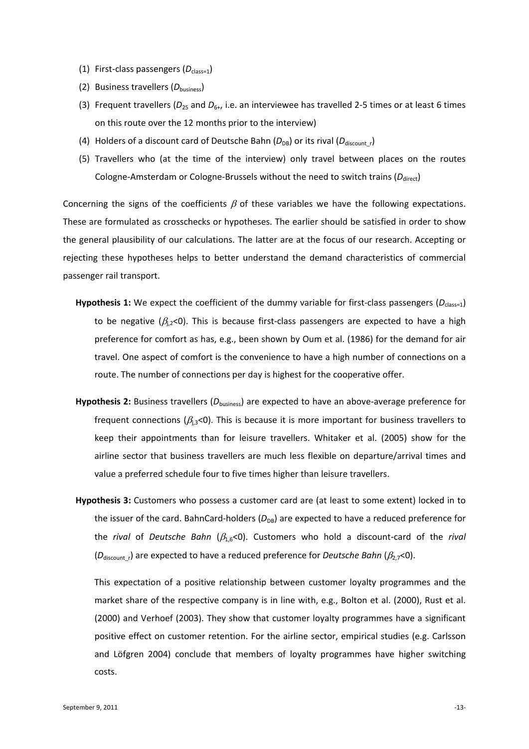(1) First-class passengers ($D_{class=1}$)

(2) Business travellers ($D_{business}$)

(3) Frequent travellers ($D_{25}$ and $D_{6+}$, i.e. an interviewee has travelled 2-5 times or at least 6 times on this route over the 12 months prior to the interview)

(4) Holders of a discount card of Deutsche Bahn ($D_{DB}$) or its rival ($D_{discount\_r}$)

(5) Travellers who (at the time of the interview) only travel between places on the routes Cologne-Amsterdam or Cologne-Brussels without the need to switch trains ($D_{direct}$)

Concerning the signs of the coefficients $\beta$ of these variables we have the following expectations. These are formulated as crosschecks or hypotheses. The earlier should be satisfied in order to show the general plausibility of our calculations. The latter are at the focus of our research. Accepting or rejecting these hypotheses helps to better understand the demand characteristics of commercial passenger rail transport.

**Hypothesis 1:** We expect the coefficient of the dummy variable for first-class passengers ($D_{class=1}$) to be negative ($\beta_{j,2}<0$). This is because first-class passengers are expected to have a high preference for comfort as has, e.g., been shown by Oum et al. (1986) for the demand for air travel. One aspect of comfort is the convenience to have a high number of connections on a route. The number of connections per day is highest for the cooperative offer.

**Hypothesis 2:** Business travellers ($D_{business}$) are expected to have an above-average preference for frequent connections ($\beta_{j,3}<0$). This is because it is more important for business travellers to keep their appointments than for leisure travellers. Whitaker et al. (2005) show for the airline sector that business travellers are much less flexible on departure/arrival times and value a preferred schedule four to five times higher than leisure travellers.

**Hypothesis 3:** Customers who possess a customer card are (at least to some extent) locked in to the issuer of the card. BahnCard-holders ($D_{DB}$) are expected to have a reduced preference for the *rival* of *Deutsche Bahn* ($\beta_{1,6}<0$). Customers who hold a discount-card of the *rival* ($D_{discount\_r}$) are expected to have a reduced preference for *Deutsche Bahn* ($\beta_{2,7}<0$).

This expectation of a positive relationship between customer loyalty programmes and the market share of the respective company is in line with, e.g., Bolton et al. (2000), Rust et al. (2000) and Verhoef (2003). They show that customer loyalty programmes have a significant positive effect on customer retention. For the airline sector, empirical studies (e.g. Carlsson and Löfgren 2004) conclude that members of loyalty programmes have higher switching costs.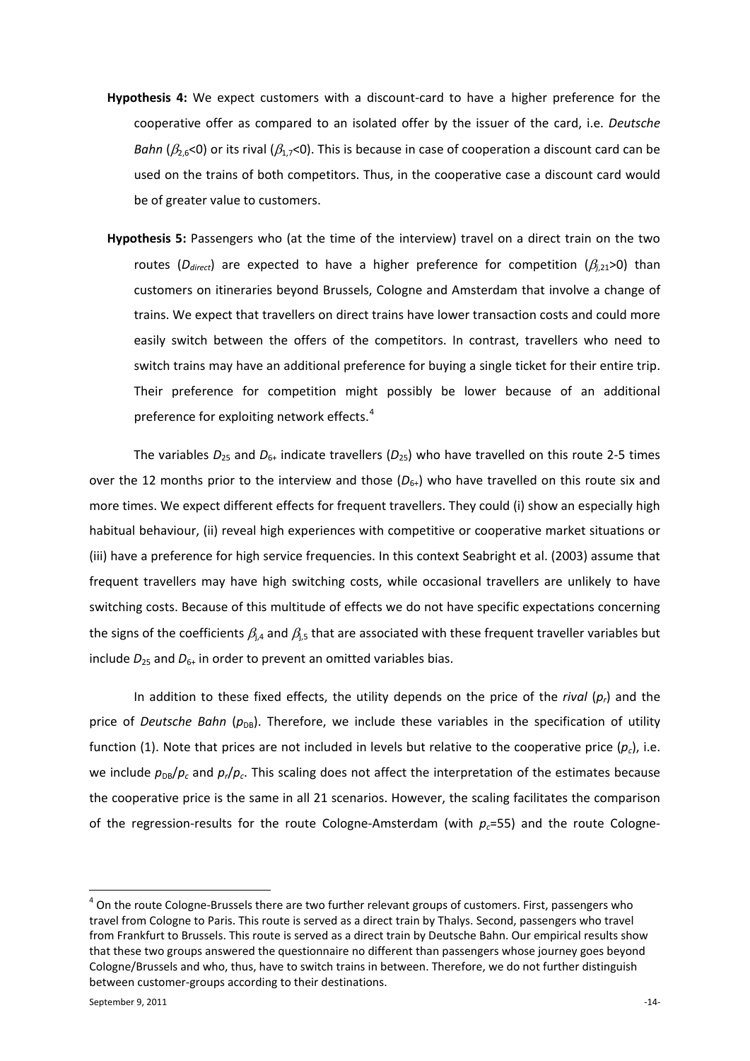**Hypothesis 4:** We expect customers with a discount-card to have a higher preference for the cooperative offer as compared to an isolated offer by the issuer of the card, i.e. *Deutsche Bahn* ($\beta_{2,6}$<0) or its rival ($\beta_{1,7}$<0). This is because in case of cooperation a discount card can be used on the trains of both competitors. Thus, in the cooperative case a discount card would be of greater value to customers.

**Hypothesis 5:** Passengers who (at the time of the interview) travel on a direct train on the two routes ($D_{direct}$) are expected to have a higher preference for competition ($\beta_{j,21}$>0) than customers on itineraries beyond Brussels, Cologne and Amsterdam that involve a change of trains. We expect that travellers on direct trains have lower transaction costs and could more easily switch between the offers of the competitors. In contrast, travellers who need to switch trains may have an additional preference for buying a single ticket for their entire trip. Their preference for competition might possibly be lower because of an additional preference for exploiting network effects.[4]

The variables $D_{25}$ and $D_{6+}$ indicate travellers ($D_{25}$) who have travelled on this route 2-5 times over the 12 months prior to the interview and those ($D_{6+}$) who have travelled on this route six and more times. We expect different effects for frequent travellers. They could (i) show an especially high habitual behaviour, (ii) reveal high experiences with competitive or cooperative market situations or (iii) have a preference for high service frequencies. In this context Seabright et al. (2003) assume that frequent travellers may have high switching costs, while occasional travellers are unlikely to have switching costs. Because of this multitude of effects we do not have specific expectations concerning the signs of the coefficients $\beta_{j,4}$ and $\beta_{j,5}$ that are associated with these frequent traveller variables but include $D_{25}$ and $D_{6+}$ in order to prevent an omitted variables bias.

In addition to these fixed effects, the utility depends on the price of the *rival* ($p_r$) and the price of *Deutsche Bahn* ($p_{DB}$). Therefore, we include these variables in the specification of utility function (1). Note that prices are not included in levels but relative to the cooperative price ($p_c$), i.e. we include $p_{DB}/p_c$ and $p_r/p_c$. This scaling does not affect the interpretation of the estimates because the cooperative price is the same in all 21 scenarios. However, the scaling facilitates the comparison of the regression-results for the route Cologne-Amsterdam (with $p_c$=55) and the route Cologne-

---

[4] On the route Cologne-Brussels there are two further relevant groups of customers. First, passengers who travel from Cologne to Paris. This route is served as a direct train by Thalys. Second, passengers who travel from Frankfurt to Brussels. This route is served as a direct train by Deutsche Bahn. Our empirical results show that these two groups answered the questionnaire no different than passengers whose journey goes beyond Cologne/Brussels and who, thus, have to switch trains in between. Therefore, we do not further distinguish between customer-groups according to their destinations.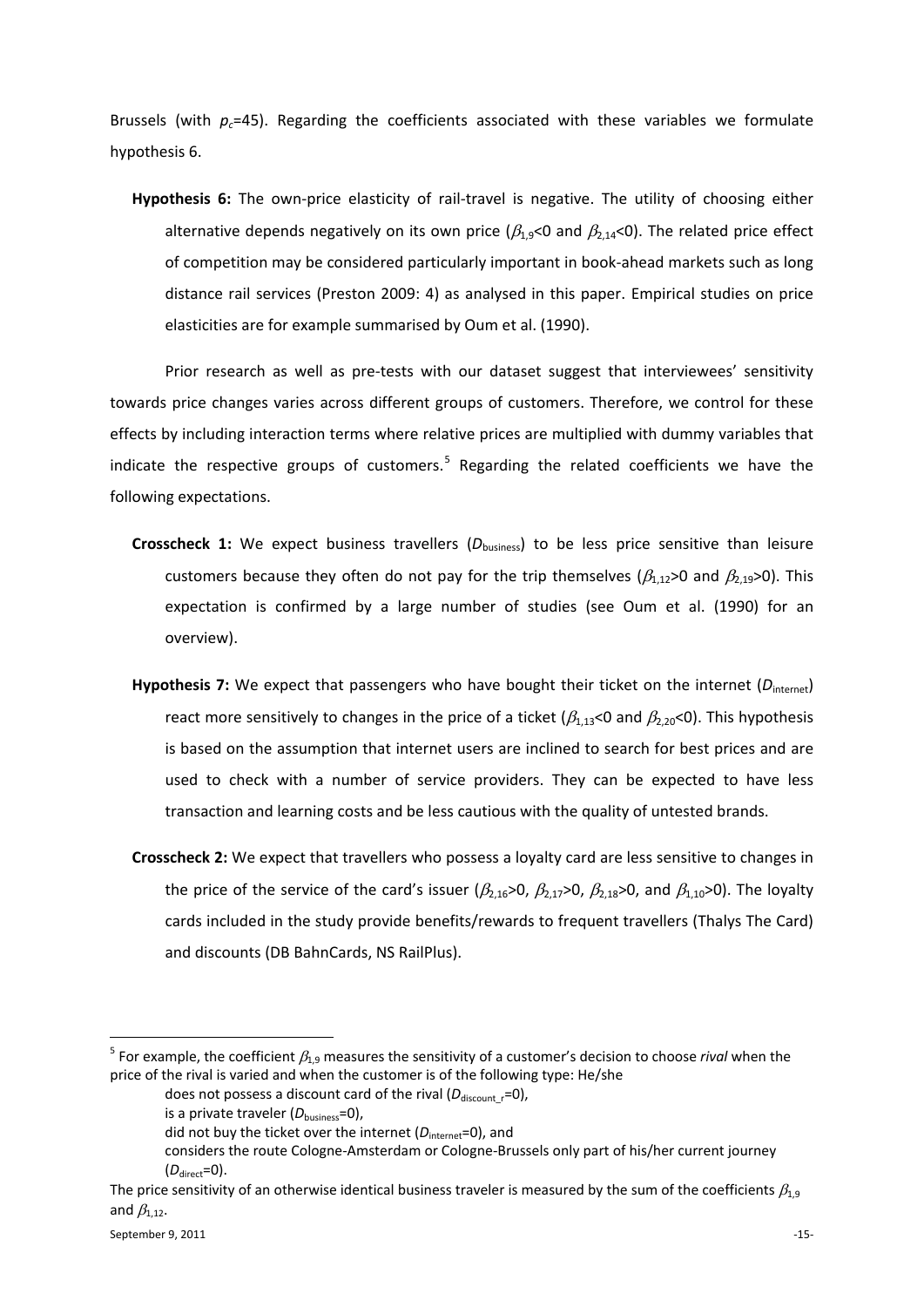Brussels (with $p_c$=45). Regarding the coefficients associated with these variables we formulate hypothesis 6.

**Hypothesis 6:** The own-price elasticity of rail-travel is negative. The utility of choosing either alternative depends negatively on its own price ($\beta_{1,9}$<0 and $\beta_{2,14}$<0). The related price effect of competition may be considered particularly important in book-ahead markets such as long distance rail services (Preston 2009: 4) as analysed in this paper. Empirical studies on price elasticities are for example summarised by Oum et al. (1990).

Prior research as well as pre-tests with our dataset suggest that interviewees' sensitivity towards price changes varies across different groups of customers. Therefore, we control for these effects by including interaction terms where relative prices are multiplied with dummy variables that indicate the respective groups of customers.[5] Regarding the related coefficients we have the following expectations.

**Crosscheck 1:** We expect business travellers ($D_{\text{business}}$) to be less price sensitive than leisure customers because they often do not pay for the trip themselves ($\beta_{1,12}$>0 and $\beta_{2,19}$>0). This expectation is confirmed by a large number of studies (see Oum et al. (1990) for an overview).

**Hypothesis 7:** We expect that passengers who have bought their ticket on the internet ($D_{\text{internet}}$) react more sensitively to changes in the price of a ticket ($\beta_{1,13}$<0 and $\beta_{2,20}$<0). This hypothesis is based on the assumption that internet users are inclined to search for best prices and are used to check with a number of service providers. They can be expected to have less transaction and learning costs and be less cautious with the quality of untested brands.

**Crosscheck 2:** We expect that travellers who possess a loyalty card are less sensitive to changes in the price of the service of the card's issuer ($\beta_{2,16}$>0, $\beta_{2,17}$>0, $\beta_{2,18}$>0, and $\beta_{1,10}$>0). The loyalty cards included in the study provide benefits/rewards to frequent travellers (Thalys The Card) and discounts (DB BahnCards, NS RailPlus).

---

[5] For example, the coefficient $\beta_{1,9}$ measures the sensitivity of a customer's decision to choose *rival* when the price of the rival is varied and when the customer is of the following type: He/she

does not possess a discount card of the rival ($D_{\text{discount\_r}}$=0),

is a private traveler ($D_{\text{business}}$=0),

did not buy the ticket over the internet ($D_{\text{internet}}$=0), and

considers the route Cologne-Amsterdam or Cologne-Brussels only part of his/her current journey ($D_{\text{direct}}$=0).

The price sensitivity of an otherwise identical business traveler is measured by the sum of the coefficients $\beta_{1,9}$ and $\beta_{1,12}$.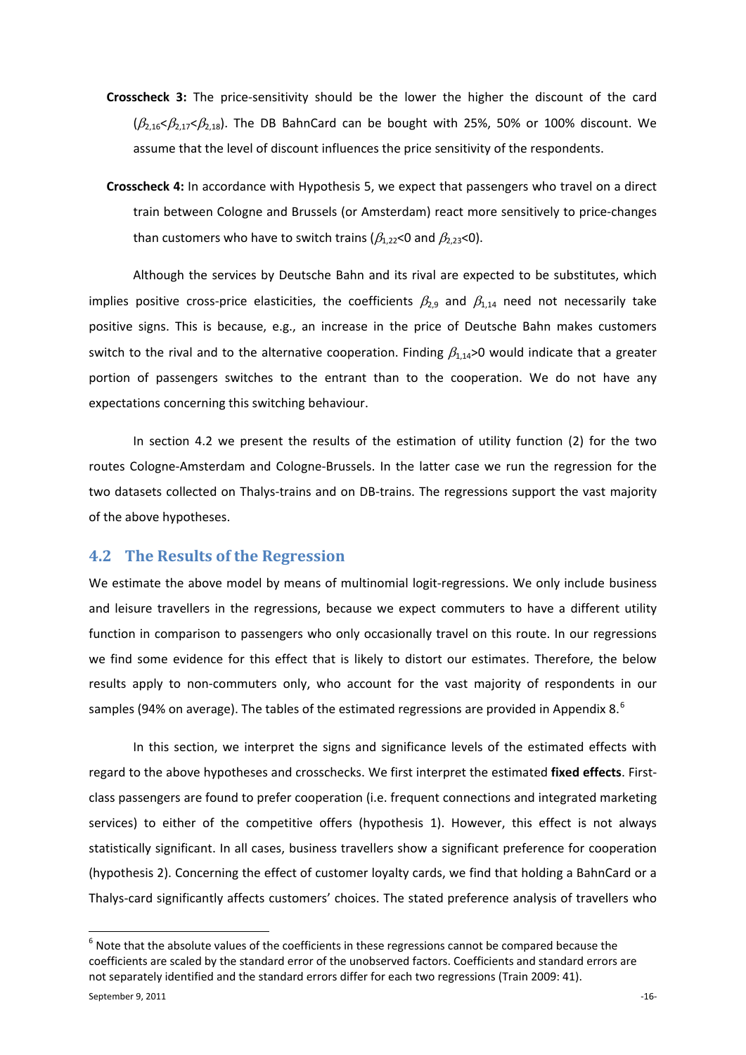**Crosscheck 3:** The price-sensitivity should be the lower the higher the discount of the card ($\beta_{2,16}<\beta_{2,17}<\beta_{2,18}$). The DB BahnCard can be bought with 25%, 50% or 100% discount. We assume that the level of discount influences the price sensitivity of the respondents.

**Crosscheck 4:** In accordance with Hypothesis 5, we expect that passengers who travel on a direct train between Cologne and Brussels (or Amsterdam) react more sensitively to price-changes than customers who have to switch trains ($\beta_{1,22}<0$ and $\beta_{2,23}<0$).

Although the services by Deutsche Bahn and its rival are expected to be substitutes, which implies positive cross-price elasticities, the coefficients $\beta_{2,9}$ and $\beta_{1,14}$ need not necessarily take positive signs. This is because, e.g., an increase in the price of Deutsche Bahn makes customers switch to the rival and to the alternative cooperation. Finding $\beta_{1,14}>0$ would indicate that a greater portion of passengers switches to the entrant than to the cooperation. We do not have any expectations concerning this switching behaviour.

In section 4.2 we present the results of the estimation of utility function (2) for the two routes Cologne-Amsterdam and Cologne-Brussels. In the latter case we run the regression for the two datasets collected on Thalys-trains and on DB-trains. The regressions support the vast majority of the above hypotheses.

## 4.2 The Results of the Regression

We estimate the above model by means of multinomial logit-regressions. We only include business and leisure travellers in the regressions, because we expect commuters to have a different utility function in comparison to passengers who only occasionally travel on this route. In our regressions we find some evidence for this effect that is likely to distort our estimates. Therefore, the below results apply to non-commuters only, who account for the vast majority of respondents in our samples (94% on average). The tables of the estimated regressions are provided in Appendix 8.[6]

In this section, we interpret the signs and significance levels of the estimated effects with regard to the above hypotheses and crosschecks. We first interpret the estimated **fixed effects**. First-class passengers are found to prefer cooperation (i.e. frequent connections and integrated marketing services) to either of the competitive offers (hypothesis 1). However, this effect is not always statistically significant. In all cases, business travellers show a significant preference for cooperation (hypothesis 2). Concerning the effect of customer loyalty cards, we find that holding a BahnCard or a Thalys-card significantly affects customers' choices. The stated preference analysis of travellers who

[6] Note that the absolute values of the coefficients in these regressions cannot be compared because the coefficients are scaled by the standard error of the unobserved factors. Coefficients and standard errors are not separately identified and the standard errors differ for each two regressions (Train 2009: 41).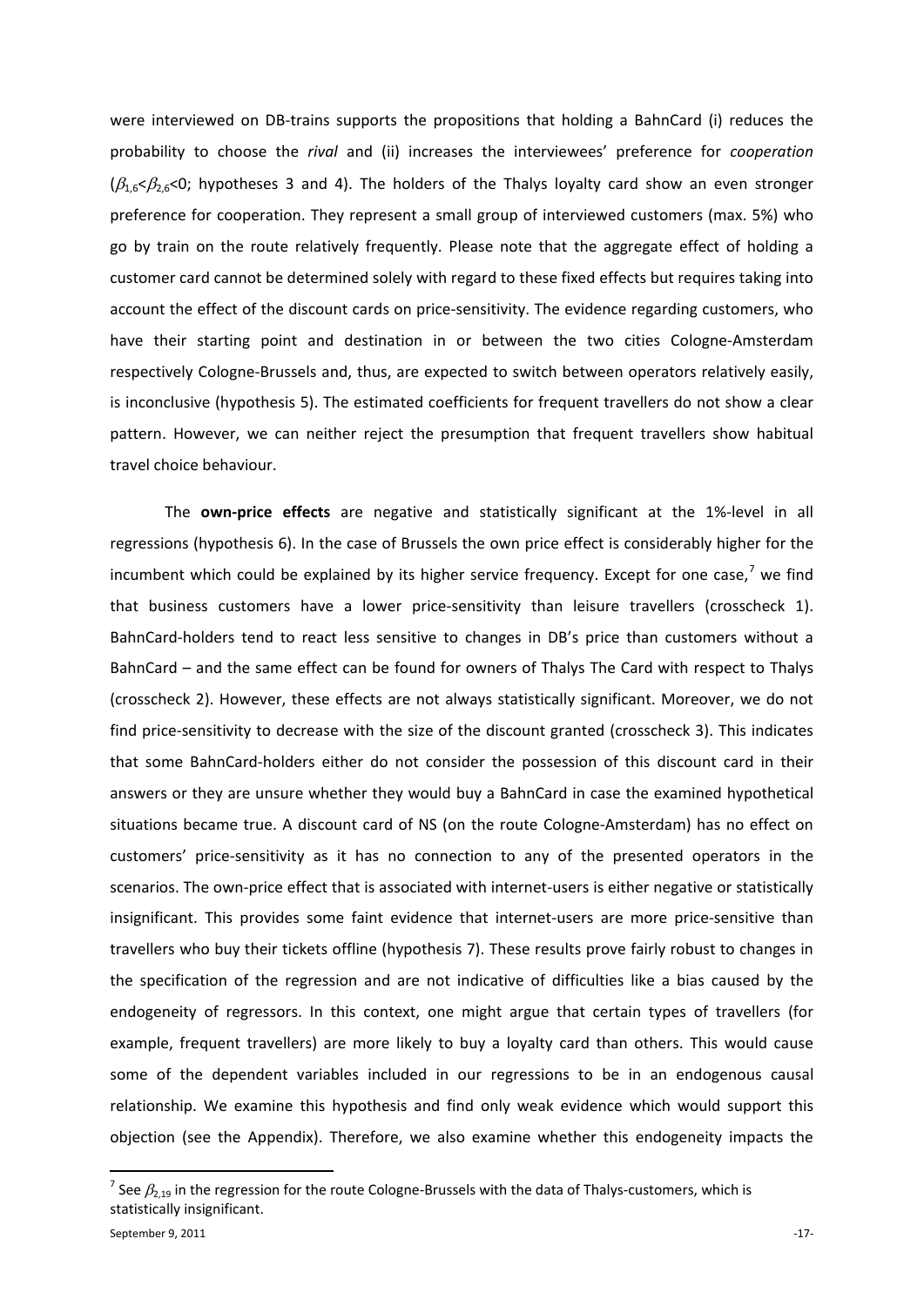were interviewed on DB-trains supports the propositions that holding a BahnCard (i) reduces the probability to choose the *rival* and (ii) increases the interviewees' preference for *cooperation* ($\beta_{1,6}<\beta_{2,6}<0$; hypotheses 3 and 4). The holders of the Thalys loyalty card show an even stronger preference for cooperation. They represent a small group of interviewed customers (max. 5%) who go by train on the route relatively frequently. Please note that the aggregate effect of holding a customer card cannot be determined solely with regard to these fixed effects but requires taking into account the effect of the discount cards on price-sensitivity. The evidence regarding customers, who have their starting point and destination in or between the two cities Cologne-Amsterdam respectively Cologne-Brussels and, thus, are expected to switch between operators relatively easily, is inconclusive (hypothesis 5). The estimated coefficients for frequent travellers do not show a clear pattern. However, we can neither reject the presumption that frequent travellers show habitual travel choice behaviour.

The **own-price effects** are negative and statistically significant at the 1%-level in all regressions (hypothesis 6). In the case of Brussels the own price effect is considerably higher for the incumbent which could be explained by its higher service frequency. Except for one case,[7] we find that business customers have a lower price-sensitivity than leisure travellers (crosscheck 1). BahnCard-holders tend to react less sensitive to changes in DB's price than customers without a BahnCard – and the same effect can be found for owners of Thalys The Card with respect to Thalys (crosscheck 2). However, these effects are not always statistically significant. Moreover, we do not find price-sensitivity to decrease with the size of the discount granted (crosscheck 3). This indicates that some BahnCard-holders either do not consider the possession of this discount card in their answers or they are unsure whether they would buy a BahnCard in case the examined hypothetical situations became true. A discount card of NS (on the route Cologne-Amsterdam) has no effect on customers' price-sensitivity as it has no connection to any of the presented operators in the scenarios. The own-price effect that is associated with internet-users is either negative or statistically insignificant. This provides some faint evidence that internet-users are more price-sensitive than travellers who buy their tickets offline (hypothesis 7). These results prove fairly robust to changes in the specification of the regression and are not indicative of difficulties like a bias caused by the endogeneity of regressors. In this context, one might argue that certain types of travellers (for example, frequent travellers) are more likely to buy a loyalty card than others. This would cause some of the dependent variables included in our regressions to be in an endogenous causal relationship. We examine this hypothesis and find only weak evidence which would support this objection (see the Appendix). Therefore, we also examine whether this endogeneity impacts the

[7] See $\beta_{2,19}$ in the regression for the route Cologne-Brussels with the data of Thalys-customers, which is statistically insignificant.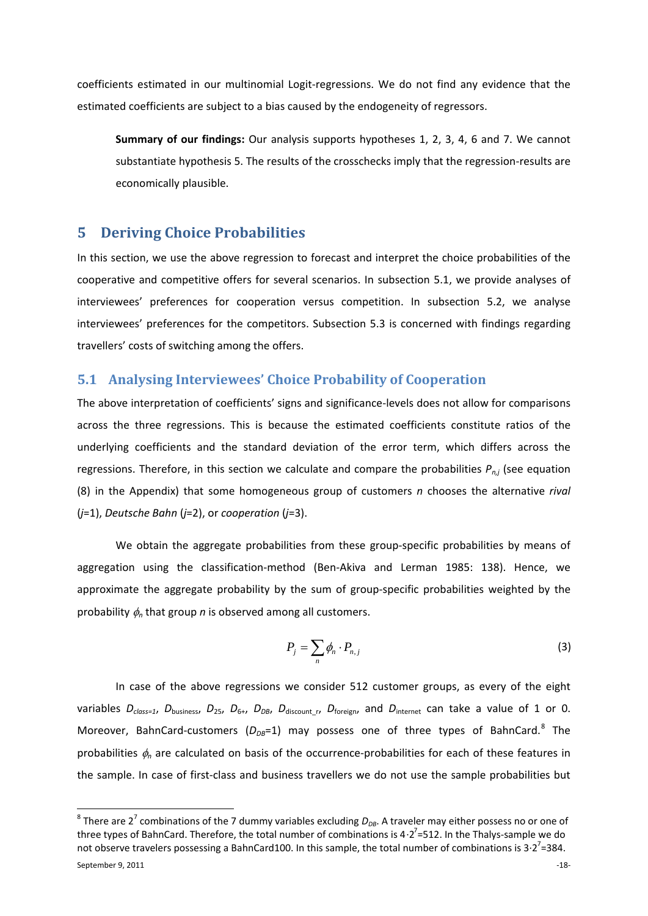coefficients estimated in our multinomial Logit-regressions. We do not find any evidence that the estimated coefficients are subject to a bias caused by the endogeneity of regressors.

> **Summary of our findings:** Our analysis supports hypotheses 1, 2, 3, 4, 6 and 7. We cannot substantiate hypothesis 5. The results of the crosschecks imply that the regression-results are economically plausible.

# 5 Deriving Choice Probabilities

In this section, we use the above regression to forecast and interpret the choice probabilities of the cooperative and competitive offers for several scenarios. In subsection 5.1, we provide analyses of interviewees' preferences for cooperation versus competition. In subsection 5.2, we analyse interviewees' preferences for the competitors. Subsection 5.3 is concerned with findings regarding travellers' costs of switching among the offers.

## 5.1 Analysing Interviewees' Choice Probability of Cooperation

The above interpretation of coefficients' signs and significance-levels does not allow for comparisons across the three regressions. This is because the estimated coefficients constitute ratios of the underlying coefficients and the standard deviation of the error term, which differs across the regressions. Therefore, in this section we calculate and compare the probabilities $P_{n,j}$ (see equation (8) in the Appendix) that some homogeneous group of customers *n* chooses the alternative *rival* ($j$=1), *Deutsche Bahn* ($j$=2), or *cooperation* ($j$=3).

We obtain the aggregate probabilities from these group-specific probabilities by means of aggregation using the classification-method (Ben-Akiva and Lerman 1985: 138). Hence, we approximate the aggregate probability by the sum of group-specific probabilities weighted by the probability $\phi_n$ that group *n* is observed among all customers.

$$P_j = \sum_n \phi_n \cdot P_{n,j} \tag{3}$$

In case of the above regressions we consider 512 customer groups, as every of the eight variables $D_{class=1}$, $D_{\text{business}}$, $D_{25}$, $D_{6+}$, $D_{DB}$, $D_{\text{discount\_r}}$, $D_{\text{foreign}}$, and $D_{\text{internet}}$ can take a value of 1 or 0. Moreover, BahnCard-customers ($D_{DB}$=1) may possess one of three types of BahnCard.[8] The probabilities $\phi_n$ are calculated on basis of the occurrence-probabilities for each of these features in the sample. In case of first-class and business travellers we do not use the sample probabilities but

[8] There are $2^7$ combinations of the 7 dummy variables excluding $D_{DB}$. A traveler may either possess no or one of three types of BahnCard. Therefore, the total number of combinations is $4 \cdot 2^7$=512. In the Thalys-sample we do not observe travelers possessing a BahnCard100. In this sample, the total number of combinations is $3 \cdot 2^7$=384.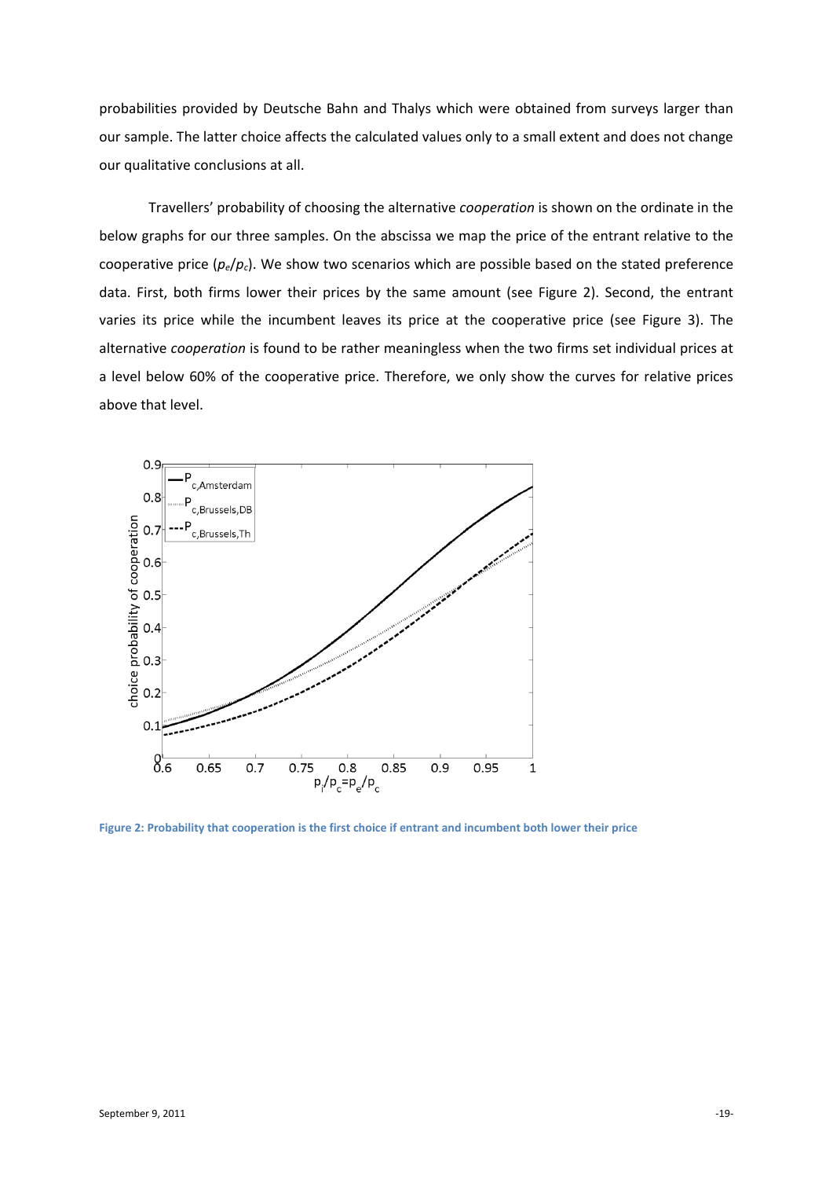probabilities provided by Deutsche Bahn and Thalys which were obtained from surveys larger than our sample. The latter choice affects the calculated values only to a small extent and does not change our qualitative conclusions at all.

Travellers' probability of choosing the alternative *cooperation* is shown on the ordinate in the below graphs for our three samples. On the abscissa we map the price of the entrant relative to the cooperative price ($p_e/p_c$). We show two scenarios which are possible based on the stated preference data. First, both firms lower their prices by the same amount (see Figure 2). Second, the entrant varies its price while the incumbent leaves its price at the cooperative price (see Figure 3). The alternative *cooperation* is found to be rather meaningless when the two firms set individual prices at a level below 60% of the cooperative price. Therefore, we only show the curves for relative prices above that level.

**Figure 2: Probability that cooperation is the first choice if entrant and incumbent both lower their price**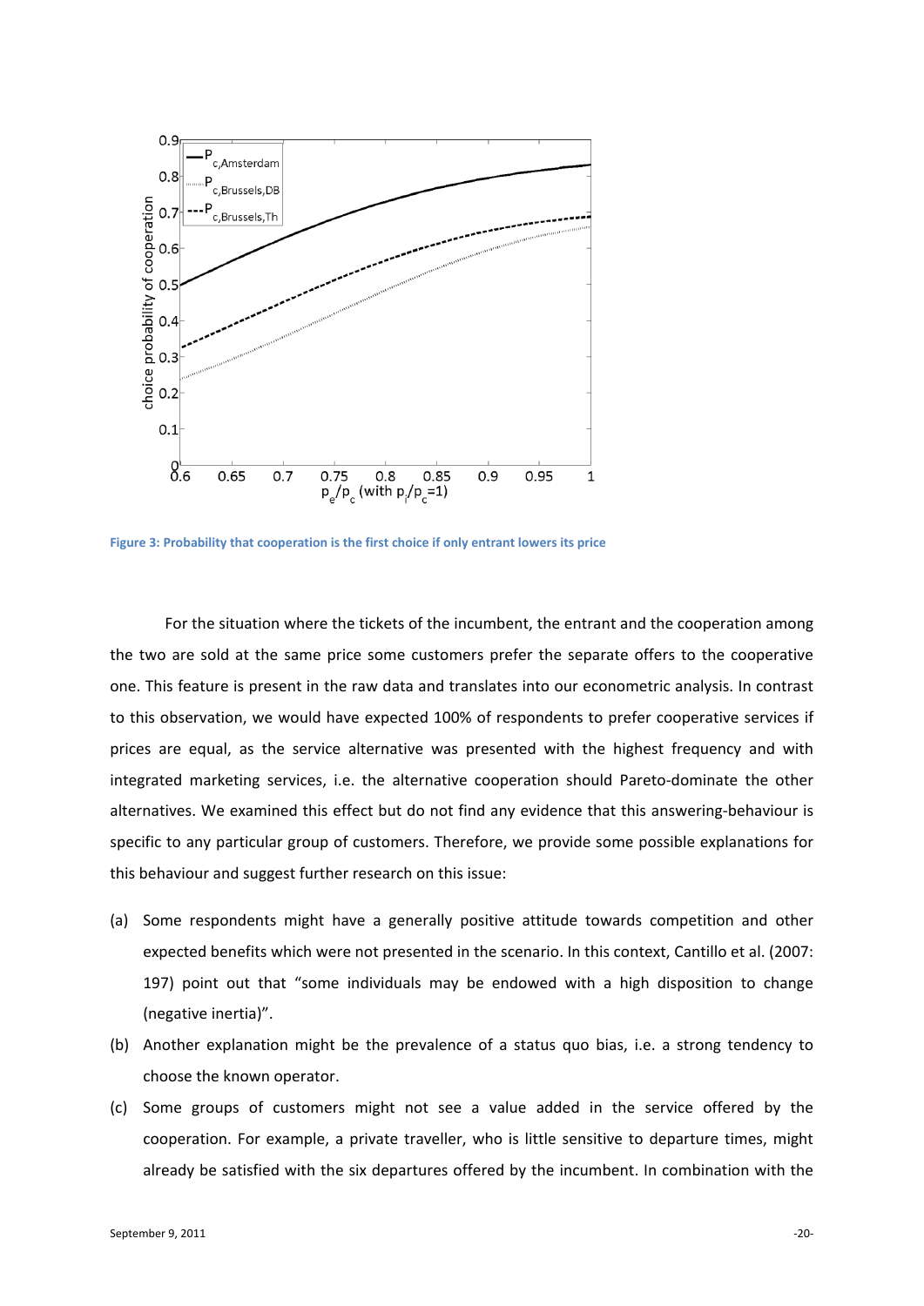Figure 3: Probability that cooperation is the first choice if only entrant lowers its price

For the situation where the tickets of the incumbent, the entrant and the cooperation among the two are sold at the same price some customers prefer the separate offers to the cooperative one. This feature is present in the raw data and translates into our econometric analysis. In contrast to this observation, we would have expected 100% of respondents to prefer cooperative services if prices are equal, as the service alternative was presented with the highest frequency and with integrated marketing services, i.e. the alternative cooperation should Pareto-dominate the other alternatives. We examined this effect but do not find any evidence that this answering-behaviour is specific to any particular group of customers. Therefore, we provide some possible explanations for this behaviour and suggest further research on this issue:

(a) Some respondents might have a generally positive attitude towards competition and other expected benefits which were not presented in the scenario. In this context, Cantillo et al. (2007: 197) point out that "some individuals may be endowed with a high disposition to change (negative inertia)".

(b) Another explanation might be the prevalence of a status quo bias, i.e. a strong tendency to choose the known operator.

(c) Some groups of customers might not see a value added in the service offered by the cooperation. For example, a private traveller, who is little sensitive to departure times, might already be satisfied with the six departures offered by the incumbent. In combination with the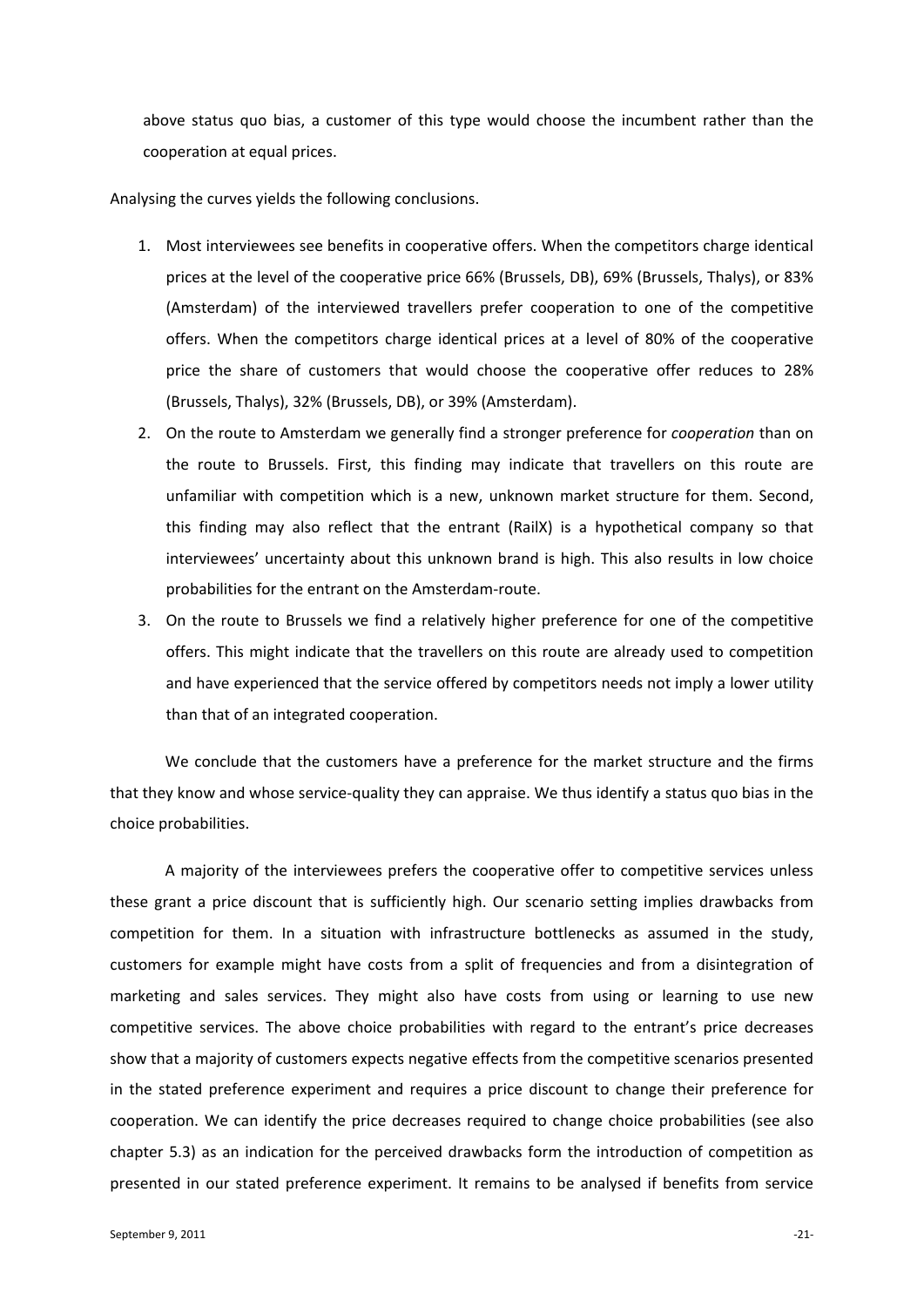above status quo bias, a customer of this type would choose the incumbent rather than the cooperation at equal prices.

Analysing the curves yields the following conclusions.

1. Most interviewees see benefits in cooperative offers. When the competitors charge identical prices at the level of the cooperative price 66% (Brussels, DB), 69% (Brussels, Thalys), or 83% (Amsterdam) of the interviewed travellers prefer cooperation to one of the competitive offers. When the competitors charge identical prices at a level of 80% of the cooperative price the share of customers that would choose the cooperative offer reduces to 28% (Brussels, Thalys), 32% (Brussels, DB), or 39% (Amsterdam).
2. On the route to Amsterdam we generally find a stronger preference for *cooperation* than on the route to Brussels. First, this finding may indicate that travellers on this route are unfamiliar with competition which is a new, unknown market structure for them. Second, this finding may also reflect that the entrant (RailX) is a hypothetical company so that interviewees' uncertainty about this unknown brand is high. This also results in low choice probabilities for the entrant on the Amsterdam-route.
3. On the route to Brussels we find a relatively higher preference for one of the competitive offers. This might indicate that the travellers on this route are already used to competition and have experienced that the service offered by competitors needs not imply a lower utility than that of an integrated cooperation.

We conclude that the customers have a preference for the market structure and the firms that they know and whose service-quality they can appraise. We thus identify a status quo bias in the choice probabilities.

A majority of the interviewees prefers the cooperative offer to competitive services unless these grant a price discount that is sufficiently high. Our scenario setting implies drawbacks from competition for them. In a situation with infrastructure bottlenecks as assumed in the study, customers for example might have costs from a split of frequencies and from a disintegration of marketing and sales services. They might also have costs from using or learning to use new competitive services. The above choice probabilities with regard to the entrant's price decreases show that a majority of customers expects negative effects from the competitive scenarios presented in the stated preference experiment and requires a price discount to change their preference for cooperation. We can identify the price decreases required to change choice probabilities (see also chapter 5.3) as an indication for the perceived drawbacks form the introduction of competition as presented in our stated preference experiment. It remains to be analysed if benefits from service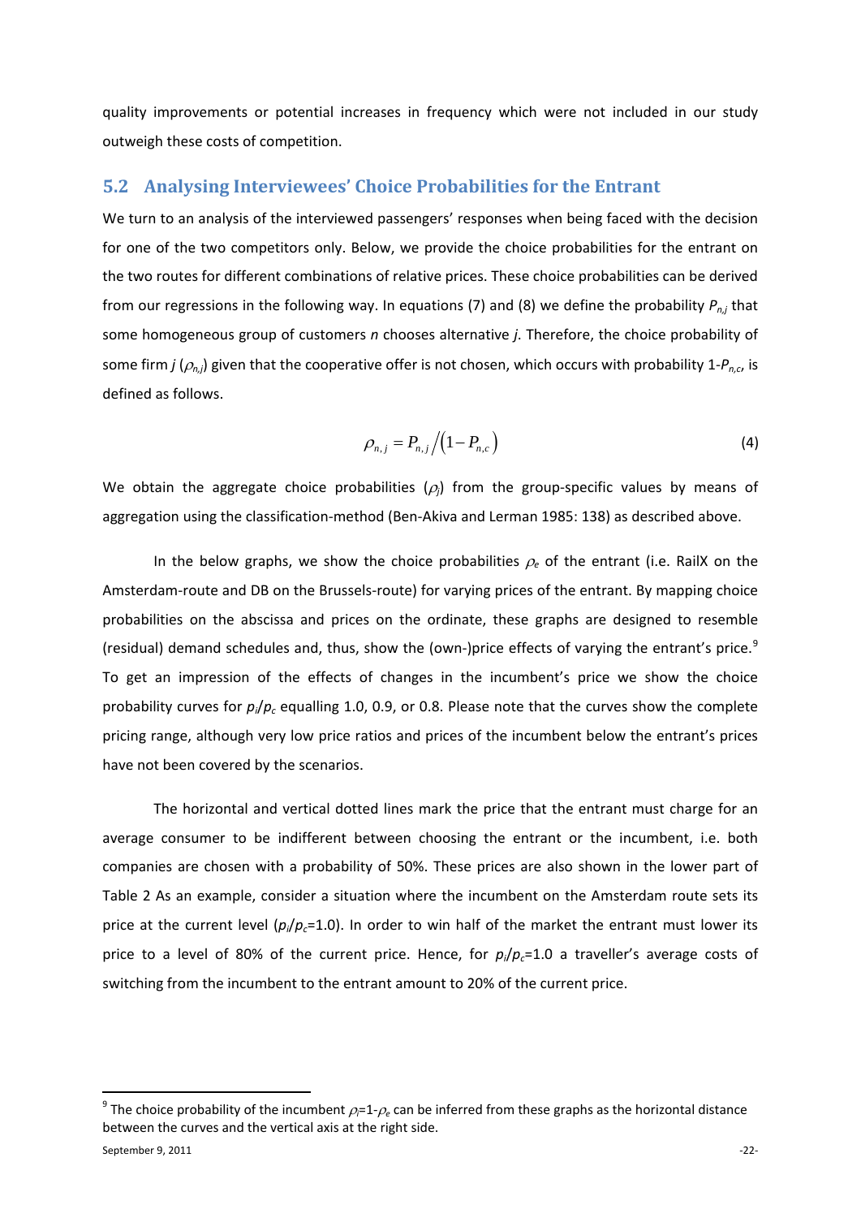quality improvements or potential increases in frequency which were not included in our study outweigh these costs of competition.

## 5.2 Analysing Interviewees' Choice Probabilities for the Entrant

We turn to an analysis of the interviewed passengers' responses when being faced with the decision for one of the two competitors only. Below, we provide the choice probabilities for the entrant on the two routes for different combinations of relative prices. These choice probabilities can be derived from our regressions in the following way. In equations (7) and (8) we define the probability $P_{n,j}$ that some homogeneous group of customers $n$ chooses alternative $j$. Therefore, the choice probability of some firm $j$ ($\rho_{n,j}$) given that the cooperative offer is not chosen, which occurs with probability $1\text{-}P_{n,c}$, is defined as follows.

$$\rho_{n,j} = P_{n,j} \big/ \left(1 - P_{n,c}\right) \tag{4}$$

We obtain the aggregate choice probabilities ($\rho_j$) from the group-specific values by means of aggregation using the classification-method (Ben-Akiva and Lerman 1985: 138) as described above.

In the below graphs, we show the choice probabilities $\rho_e$ of the entrant (i.e. RailX on the Amsterdam-route and DB on the Brussels-route) for varying prices of the entrant. By mapping choice probabilities on the abscissa and prices on the ordinate, these graphs are designed to resemble (residual) demand schedules and, thus, show the (own-)price effects of varying the entrant's price.[9] To get an impression of the effects of changes in the incumbent's price we show the choice probability curves for $p_i/p_c$ equalling 1.0, 0.9, or 0.8. Please note that the curves show the complete pricing range, although very low price ratios and prices of the incumbent below the entrant's prices have not been covered by the scenarios.

The horizontal and vertical dotted lines mark the price that the entrant must charge for an average consumer to be indifferent between choosing the entrant or the incumbent, i.e. both companies are chosen with a probability of 50%. These prices are also shown in the lower part of Table 2 As an example, consider a situation where the incumbent on the Amsterdam route sets its price at the current level ($p_i/p_c$=1.0). In order to win half of the market the entrant must lower its price to a level of 80% of the current price. Hence, for $p_i/p_c$=1.0 a traveller's average costs of switching from the incumbent to the entrant amount to 20% of the current price.

---

[9] The choice probability of the incumbent $\rho_i$=1-$\rho_e$ can be inferred from these graphs as the horizontal distance between the curves and the vertical axis at the right side.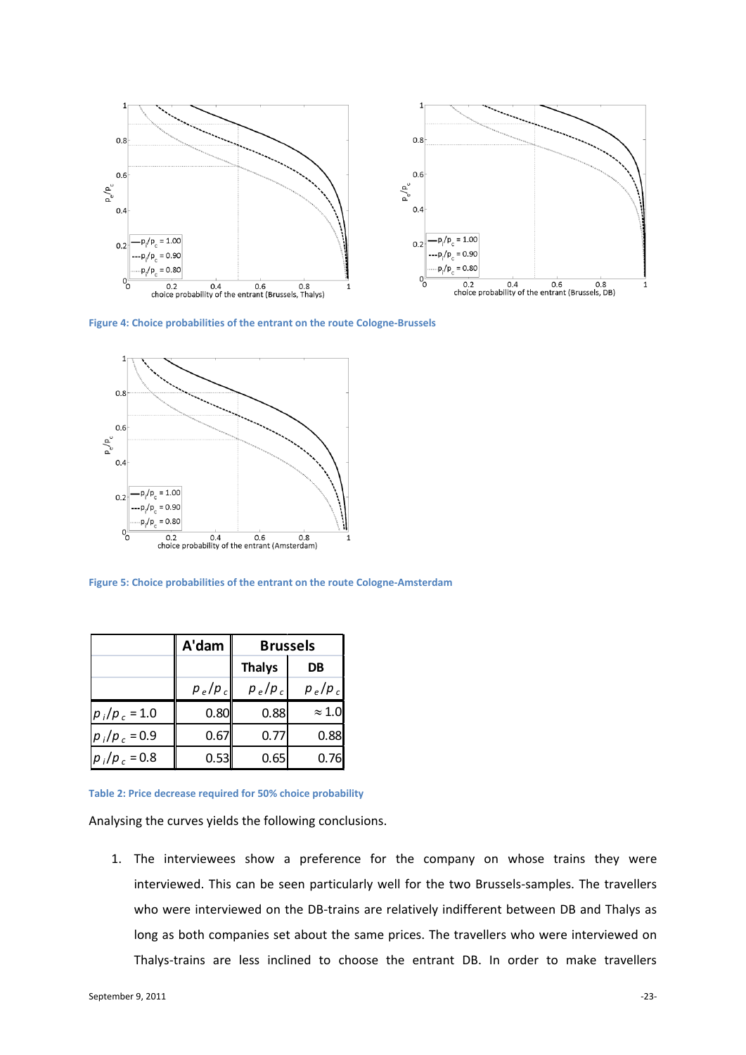Figure 4: Choice probabilities of the entrant on the route Cologne-Brussels

Figure 5: Choice probabilities of the entrant on the route Cologne-Amsterdam

| | A'dam | Brussels | |
|---|---|---|---|
| | | Thalys | DB |
| | $p_e/p_c$ | $p_e/p_c$ | $p_e/p_c$ |
| $p_i/p_c = 1.0$ | 0.80 | 0.88 | $\approx 1.0$ |
| $p_i/p_c = 0.9$ | 0.67 | 0.77 | 0.88 |
| $p_i/p_c = 0.8$ | 0.53 | 0.65 | 0.76 |

Table 2: Price decrease required for 50% choice probability

Analysing the curves yields the following conclusions.

1. The interviewees show a preference for the company on whose trains they were interviewed. This can be seen particularly well for the two Brussels-samples. The travellers who were interviewed on the DB-trains are relatively indifferent between DB and Thalys as long as both companies set about the same prices. The travellers who were interviewed on Thalys-trains are less inclined to choose the entrant DB. In order to make travellers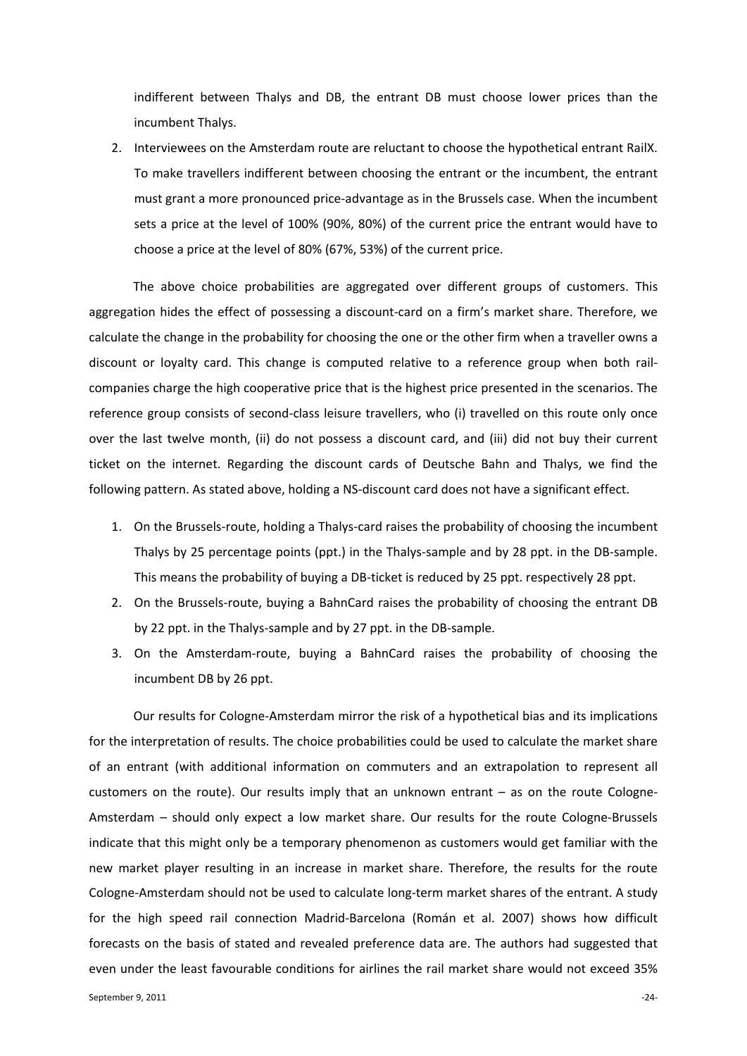indifferent between Thalys and DB, the entrant DB must choose lower prices than the incumbent Thalys.

2. Interviewees on the Amsterdam route are reluctant to choose the hypothetical entrant RailX. To make travellers indifferent between choosing the entrant or the incumbent, the entrant must grant a more pronounced price-advantage as in the Brussels case. When the incumbent sets a price at the level of 100% (90%, 80%) of the current price the entrant would have to choose a price at the level of 80% (67%, 53%) of the current price.

The above choice probabilities are aggregated over different groups of customers. This aggregation hides the effect of possessing a discount-card on a firm's market share. Therefore, we calculate the change in the probability for choosing the one or the other firm when a traveller owns a discount or loyalty card. This change is computed relative to a reference group when both rail-companies charge the high cooperative price that is the highest price presented in the scenarios. The reference group consists of second-class leisure travellers, who (i) travelled on this route only once over the last twelve month, (ii) do not possess a discount card, and (iii) did not buy their current ticket on the internet. Regarding the discount cards of Deutsche Bahn and Thalys, we find the following pattern. As stated above, holding a NS-discount card does not have a significant effect.

1. On the Brussels-route, holding a Thalys-card raises the probability of choosing the incumbent Thalys by 25 percentage points (ppt.) in the Thalys-sample and by 28 ppt. in the DB-sample. This means the probability of buying a DB-ticket is reduced by 25 ppt. respectively 28 ppt.
2. On the Brussels-route, buying a BahnCard raises the probability of choosing the entrant DB by 22 ppt. in the Thalys-sample and by 27 ppt. in the DB-sample.
3. On the Amsterdam-route, buying a BahnCard raises the probability of choosing the incumbent DB by 26 ppt.

Our results for Cologne-Amsterdam mirror the risk of a hypothetical bias and its implications for the interpretation of results. The choice probabilities could be used to calculate the market share of an entrant (with additional information on commuters and an extrapolation to represent all customers on the route). Our results imply that an unknown entrant – as on the route Cologne-Amsterdam – should only expect a low market share. Our results for the route Cologne-Brussels indicate that this might only be a temporary phenomenon as customers would get familiar with the new market player resulting in an increase in market share. Therefore, the results for the route Cologne-Amsterdam should not be used to calculate long-term market shares of the entrant. A study for the high speed rail connection Madrid-Barcelona (Román et al. 2007) shows how difficult forecasts on the basis of stated and revealed preference data are. The authors had suggested that even under the least favourable conditions for airlines the rail market share would not exceed 35%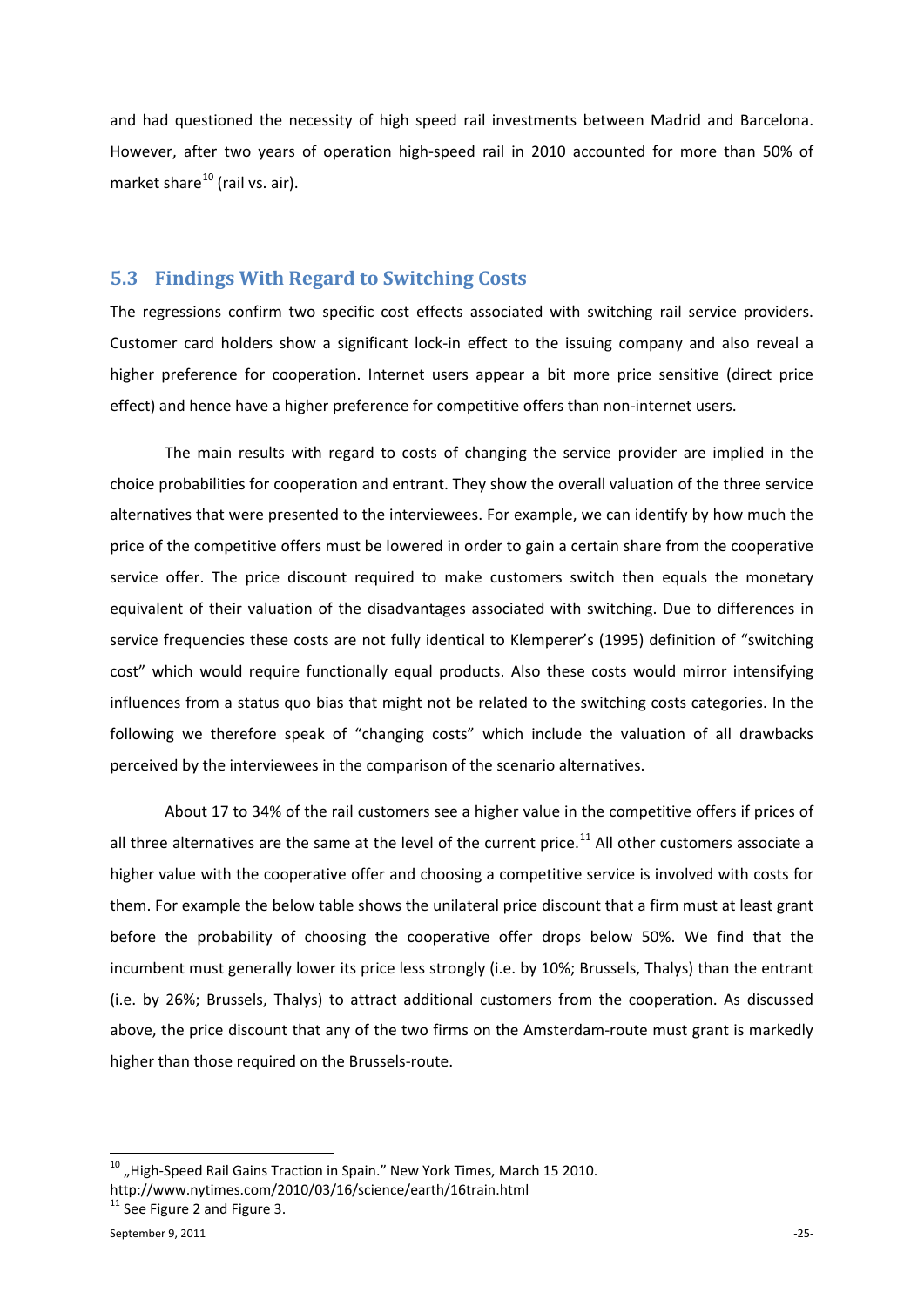and had questioned the necessity of high speed rail investments between Madrid and Barcelona. However, after two years of operation high-speed rail in 2010 accounted for more than 50% of market share[10] (rail vs. air).

## 5.3 Findings With Regard to Switching Costs

The regressions confirm two specific cost effects associated with switching rail service providers. Customer card holders show a significant lock-in effect to the issuing company and also reveal a higher preference for cooperation. Internet users appear a bit more price sensitive (direct price effect) and hence have a higher preference for competitive offers than non-internet users.

The main results with regard to costs of changing the service provider are implied in the choice probabilities for cooperation and entrant. They show the overall valuation of the three service alternatives that were presented to the interviewees. For example, we can identify by how much the price of the competitive offers must be lowered in order to gain a certain share from the cooperative service offer. The price discount required to make customers switch then equals the monetary equivalent of their valuation of the disadvantages associated with switching. Due to differences in service frequencies these costs are not fully identical to Klemperer's (1995) definition of "switching cost" which would require functionally equal products. Also these costs would mirror intensifying influences from a status quo bias that might not be related to the switching costs categories. In the following we therefore speak of "changing costs" which include the valuation of all drawbacks perceived by the interviewees in the comparison of the scenario alternatives.

About 17 to 34% of the rail customers see a higher value in the competitive offers if prices of all three alternatives are the same at the level of the current price.[11] All other customers associate a higher value with the cooperative offer and choosing a competitive service is involved with costs for them. For example the below table shows the unilateral price discount that a firm must at least grant before the probability of choosing the cooperative offer drops below 50%. We find that the incumbent must generally lower its price less strongly (i.e. by 10%; Brussels, Thalys) than the entrant (i.e. by 26%; Brussels, Thalys) to attract additional customers from the cooperation. As discussed above, the price discount that any of the two firms on the Amsterdam-route must grant is markedly higher than those required on the Brussels-route.

---

[10] „High-Speed Rail Gains Traction in Spain." New York Times, March 15 2010. http://www.nytimes.com/2010/03/16/science/earth/16train.html

[11] See Figure 2 and Figure 3.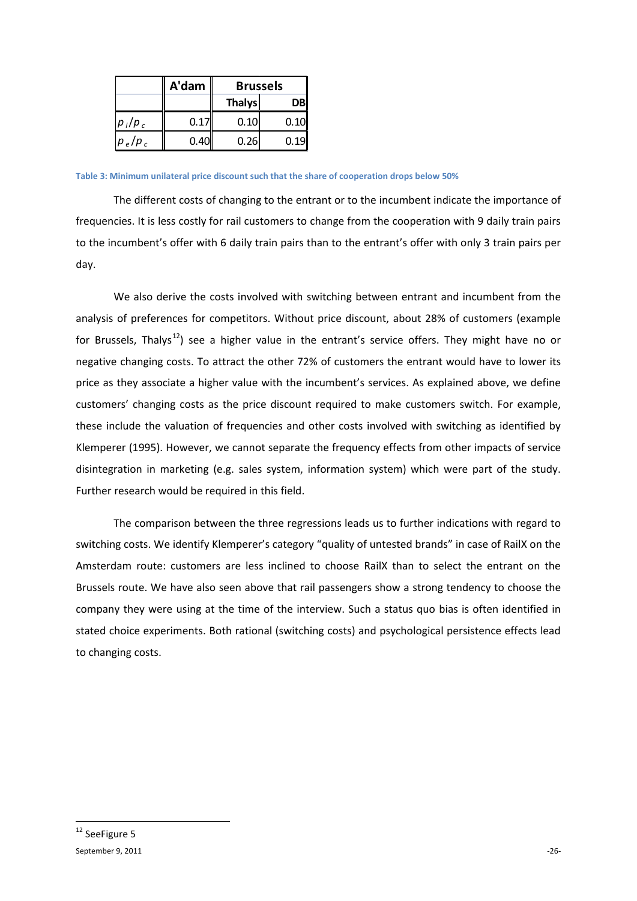| | A'dam | Brussels | |
|---|---|---|---|
| | | Thalys | DB |
| $p_i/p_c$ | 0.17 | 0.10 | 0.10 |
| $p_e/p_c$ | 0.40 | 0.26 | 0.19 |

**Table 3: Minimum unilateral price discount such that the share of cooperation drops below 50%**

The different costs of changing to the entrant or to the incumbent indicate the importance of frequencies. It is less costly for rail customers to change from the cooperation with 9 daily train pairs to the incumbent's offer with 6 daily train pairs than to the entrant's offer with only 3 train pairs per day.

We also derive the costs involved with switching between entrant and incumbent from the analysis of preferences for competitors. Without price discount, about 28% of customers (example for Brussels, Thalys[12]) see a higher value in the entrant's service offers. They might have no or negative changing costs. To attract the other 72% of customers the entrant would have to lower its price as they associate a higher value with the incumbent's services. As explained above, we define customers' changing costs as the price discount required to make customers switch. For example, these include the valuation of frequencies and other costs involved with switching as identified by Klemperer (1995). However, we cannot separate the frequency effects from other impacts of service disintegration in marketing (e.g. sales system, information system) which were part of the study. Further research would be required in this field.

The comparison between the three regressions leads us to further indications with regard to switching costs. We identify Klemperer's category "quality of untested brands" in case of RailX on the Amsterdam route: customers are less inclined to choose RailX than to select the entrant on the Brussels route. We have also seen above that rail passengers show a strong tendency to choose the company they were using at the time of the interview. Such a status quo bias is often identified in stated choice experiments. Both rational (switching costs) and psychological persistence effects lead to changing costs.

[12] SeeFigure 5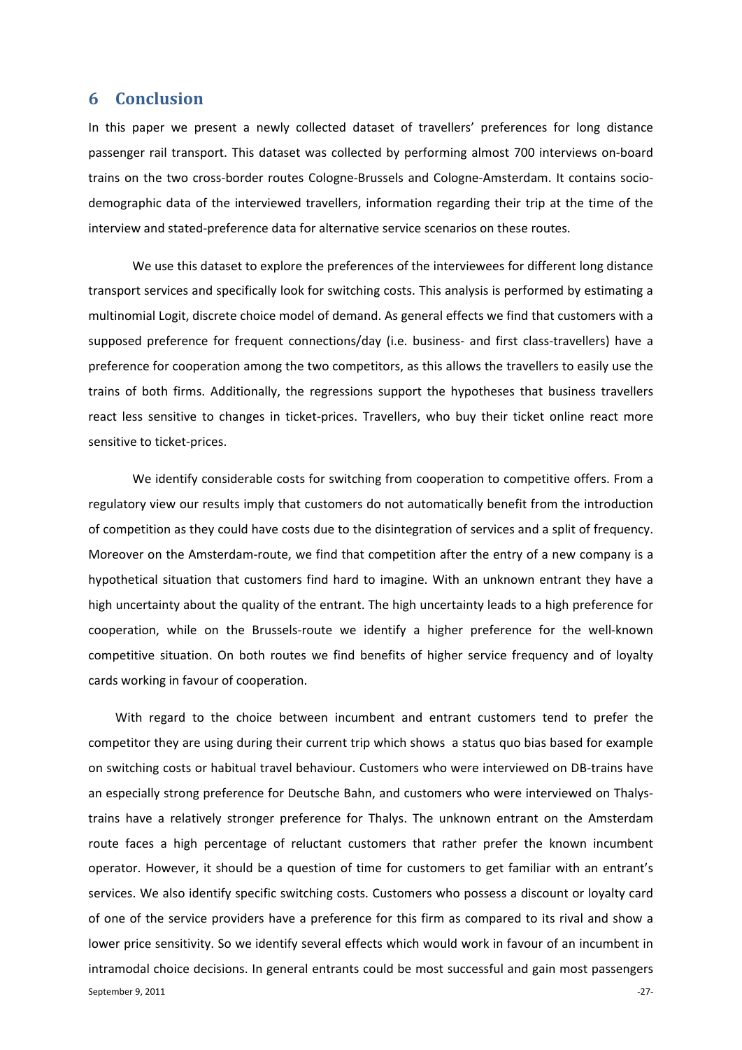# 6 Conclusion

In this paper we present a newly collected dataset of travellers' preferences for long distance passenger rail transport. This dataset was collected by performing almost 700 interviews on-board trains on the two cross-border routes Cologne-Brussels and Cologne-Amsterdam. It contains socio-demographic data of the interviewed travellers, information regarding their trip at the time of the interview and stated-preference data for alternative service scenarios on these routes.

We use this dataset to explore the preferences of the interviewees for different long distance transport services and specifically look for switching costs. This analysis is performed by estimating a multinomial Logit, discrete choice model of demand. As general effects we find that customers with a supposed preference for frequent connections/day (i.e. business- and first class-travellers) have a preference for cooperation among the two competitors, as this allows the travellers to easily use the trains of both firms. Additionally, the regressions support the hypotheses that business travellers react less sensitive to changes in ticket-prices. Travellers, who buy their ticket online react more sensitive to ticket-prices.

We identify considerable costs for switching from cooperation to competitive offers. From a regulatory view our results imply that customers do not automatically benefit from the introduction of competition as they could have costs due to the disintegration of services and a split of frequency. Moreover on the Amsterdam-route, we find that competition after the entry of a new company is a hypothetical situation that customers find hard to imagine. With an unknown entrant they have a high uncertainty about the quality of the entrant. The high uncertainty leads to a high preference for cooperation, while on the Brussels-route we identify a higher preference for the well-known competitive situation. On both routes we find benefits of higher service frequency and of loyalty cards working in favour of cooperation.

With regard to the choice between incumbent and entrant customers tend to prefer the competitor they are using during their current trip which shows a status quo bias based for example on switching costs or habitual travel behaviour. Customers who were interviewed on DB-trains have an especially strong preference for Deutsche Bahn, and customers who were interviewed on Thalys-trains have a relatively stronger preference for Thalys. The unknown entrant on the Amsterdam route faces a high percentage of reluctant customers that rather prefer the known incumbent operator. However, it should be a question of time for customers to get familiar with an entrant's services. We also identify specific switching costs. Customers who possess a discount or loyalty card of one of the service providers have a preference for this firm as compared to its rival and show a lower price sensitivity. So we identify several effects which would work in favour of an incumbent in intramodal choice decisions. In general entrants could be most successful and gain most passengers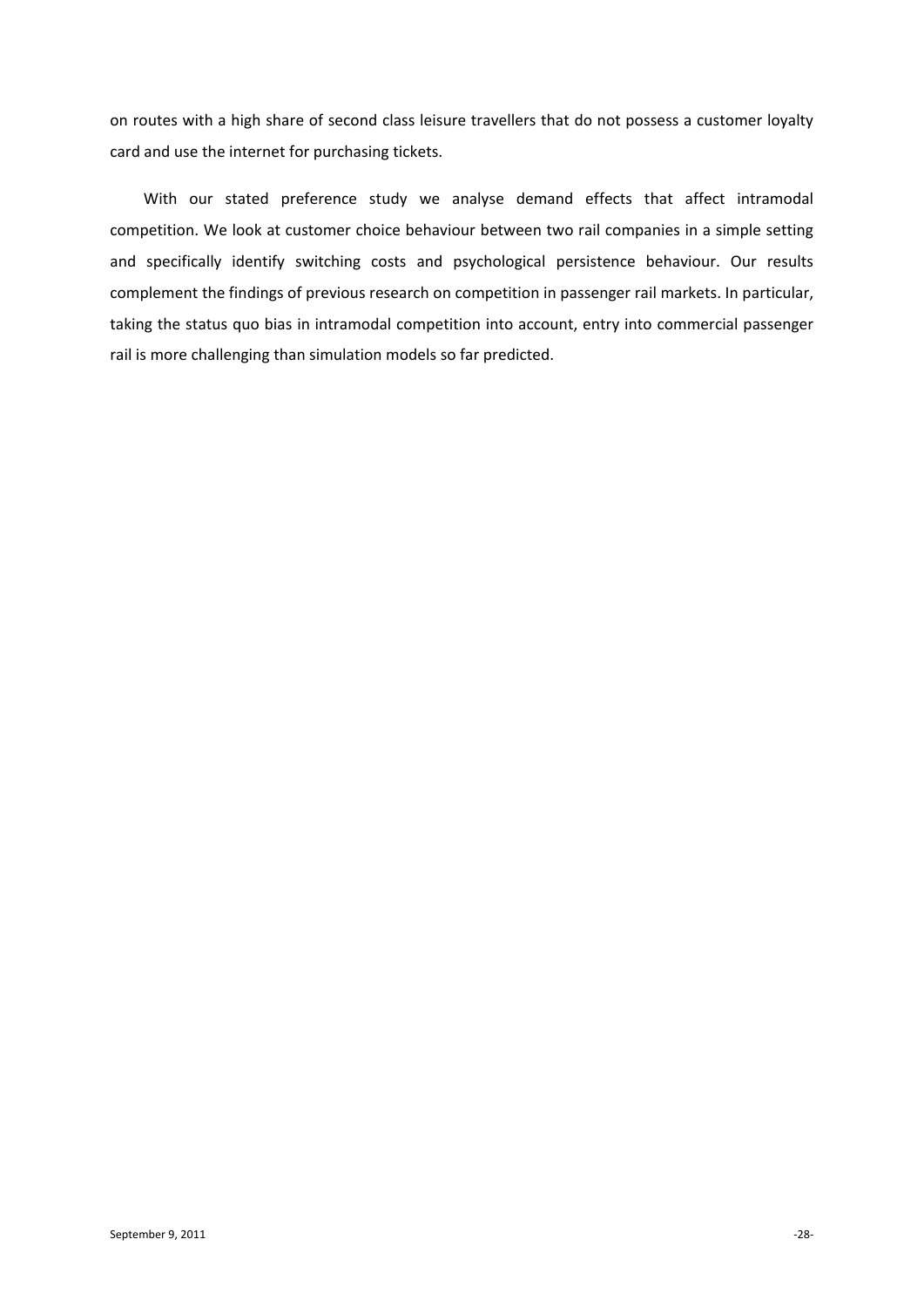on routes with a high share of second class leisure travellers that do not possess a customer loyalty card and use the internet for purchasing tickets.

With our stated preference study we analyse demand effects that affect intramodal competition. We look at customer choice behaviour between two rail companies in a simple setting and specifically identify switching costs and psychological persistence behaviour. Our results complement the findings of previous research on competition in passenger rail markets. In particular, taking the status quo bias in intramodal competition into account, entry into commercial passenger rail is more challenging than simulation models so far predicted.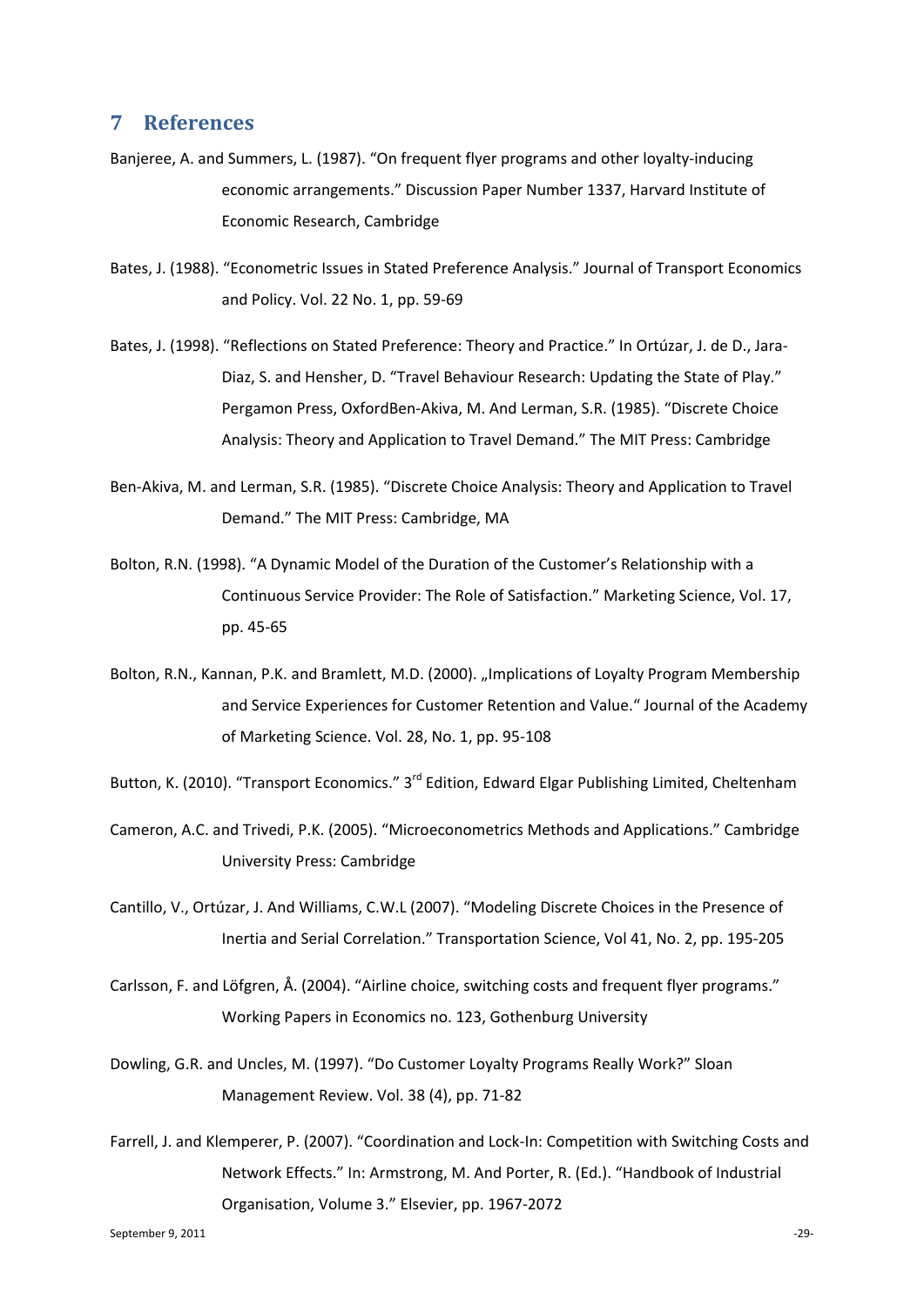## 7 References

Banjeree, A. and Summers, L. (1987). "On frequent flyer programs and other loyalty-inducing economic arrangements." Discussion Paper Number 1337, Harvard Institute of Economic Research, Cambridge

Bates, J. (1988). "Econometric Issues in Stated Preference Analysis." Journal of Transport Economics and Policy. Vol. 22 No. 1, pp. 59-69

Bates, J. (1998). "Reflections on Stated Preference: Theory and Practice." In Ortúzar, J. de D., Jara-Diaz, S. and Hensher, D. "Travel Behaviour Research: Updating the State of Play." Pergamon Press, OxfordBen-Akiva, M. And Lerman, S.R. (1985). "Discrete Choice Analysis: Theory and Application to Travel Demand." The MIT Press: Cambridge

Ben-Akiva, M. and Lerman, S.R. (1985). "Discrete Choice Analysis: Theory and Application to Travel Demand." The MIT Press: Cambridge, MA

Bolton, R.N. (1998). "A Dynamic Model of the Duration of the Customer's Relationship with a Continuous Service Provider: The Role of Satisfaction." Marketing Science, Vol. 17, pp. 45-65

Bolton, R.N., Kannan, P.K. and Bramlett, M.D. (2000). „Implications of Loyalty Program Membership and Service Experiences for Customer Retention and Value." Journal of the Academy of Marketing Science. Vol. 28, No. 1, pp. 95-108

Button, K. (2010). "Transport Economics." 3rd Edition, Edward Elgar Publishing Limited, Cheltenham

Cameron, A.C. and Trivedi, P.K. (2005). "Microeconometrics Methods and Applications." Cambridge University Press: Cambridge

Cantillo, V., Ortúzar, J. And Williams, C.W.L (2007). "Modeling Discrete Choices in the Presence of Inertia and Serial Correlation." Transportation Science, Vol 41, No. 2, pp. 195-205

Carlsson, F. and Löfgren, Å. (2004). "Airline choice, switching costs and frequent flyer programs." Working Papers in Economics no. 123, Gothenburg University

Dowling, G.R. and Uncles, M. (1997). "Do Customer Loyalty Programs Really Work?" Sloan Management Review. Vol. 38 (4), pp. 71-82

Farrell, J. and Klemperer, P. (2007). "Coordination and Lock-In: Competition with Switching Costs and Network Effects." In: Armstrong, M. And Porter, R. (Ed.). "Handbook of Industrial Organisation, Volume 3." Elsevier, pp. 1967-2072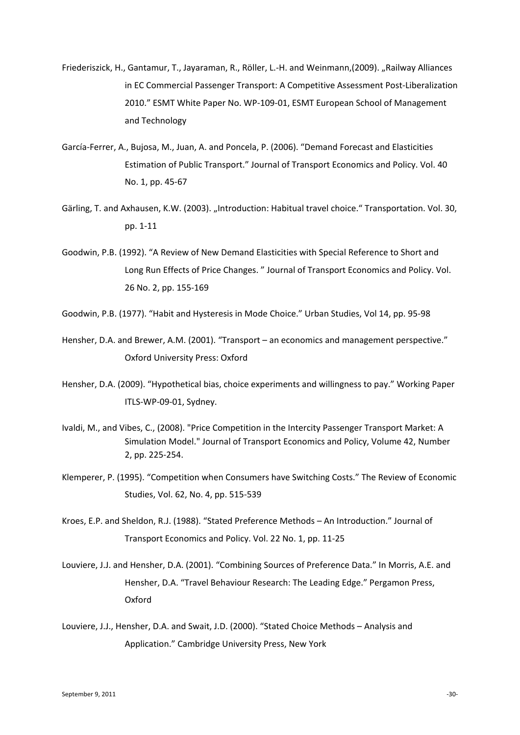Friederiszick, H., Gantamur, T., Jayaraman, R., Röller, L.-H. and Weinmann,(2009). „Railway Alliances in EC Commercial Passenger Transport: A Competitive Assessment Post-Liberalization 2010." ESMT White Paper No. WP-109-01, ESMT European School of Management and Technology

García-Ferrer, A., Bujosa, M., Juan, A. and Poncela, P. (2006). "Demand Forecast and Elasticities Estimation of Public Transport." Journal of Transport Economics and Policy. Vol. 40 No. 1, pp. 45-67

Gärling, T. and Axhausen, K.W. (2003). „Introduction: Habitual travel choice." Transportation. Vol. 30, pp. 1-11

Goodwin, P.B. (1992). "A Review of New Demand Elasticities with Special Reference to Short and Long Run Effects of Price Changes. " Journal of Transport Economics and Policy. Vol. 26 No. 2, pp. 155-169

Goodwin, P.B. (1977). "Habit and Hysteresis in Mode Choice." Urban Studies, Vol 14, pp. 95-98

Hensher, D.A. and Brewer, A.M. (2001). "Transport – an economics and management perspective." Oxford University Press: Oxford

Hensher, D.A. (2009). "Hypothetical bias, choice experiments and willingness to pay." Working Paper ITLS-WP-09-01, Sydney.

Ivaldi, M., and Vibes, C., (2008). "Price Competition in the Intercity Passenger Transport Market: A Simulation Model." Journal of Transport Economics and Policy, Volume 42, Number 2, pp. 225-254.

Klemperer, P. (1995). "Competition when Consumers have Switching Costs." The Review of Economic Studies, Vol. 62, No. 4, pp. 515-539

Kroes, E.P. and Sheldon, R.J. (1988). "Stated Preference Methods – An Introduction." Journal of Transport Economics and Policy. Vol. 22 No. 1, pp. 11-25

Louviere, J.J. and Hensher, D.A. (2001). "Combining Sources of Preference Data." In Morris, A.E. and Hensher, D.A. "Travel Behaviour Research: The Leading Edge." Pergamon Press, Oxford

Louviere, J.J., Hensher, D.A. and Swait, J.D. (2000). "Stated Choice Methods – Analysis and Application." Cambridge University Press, New York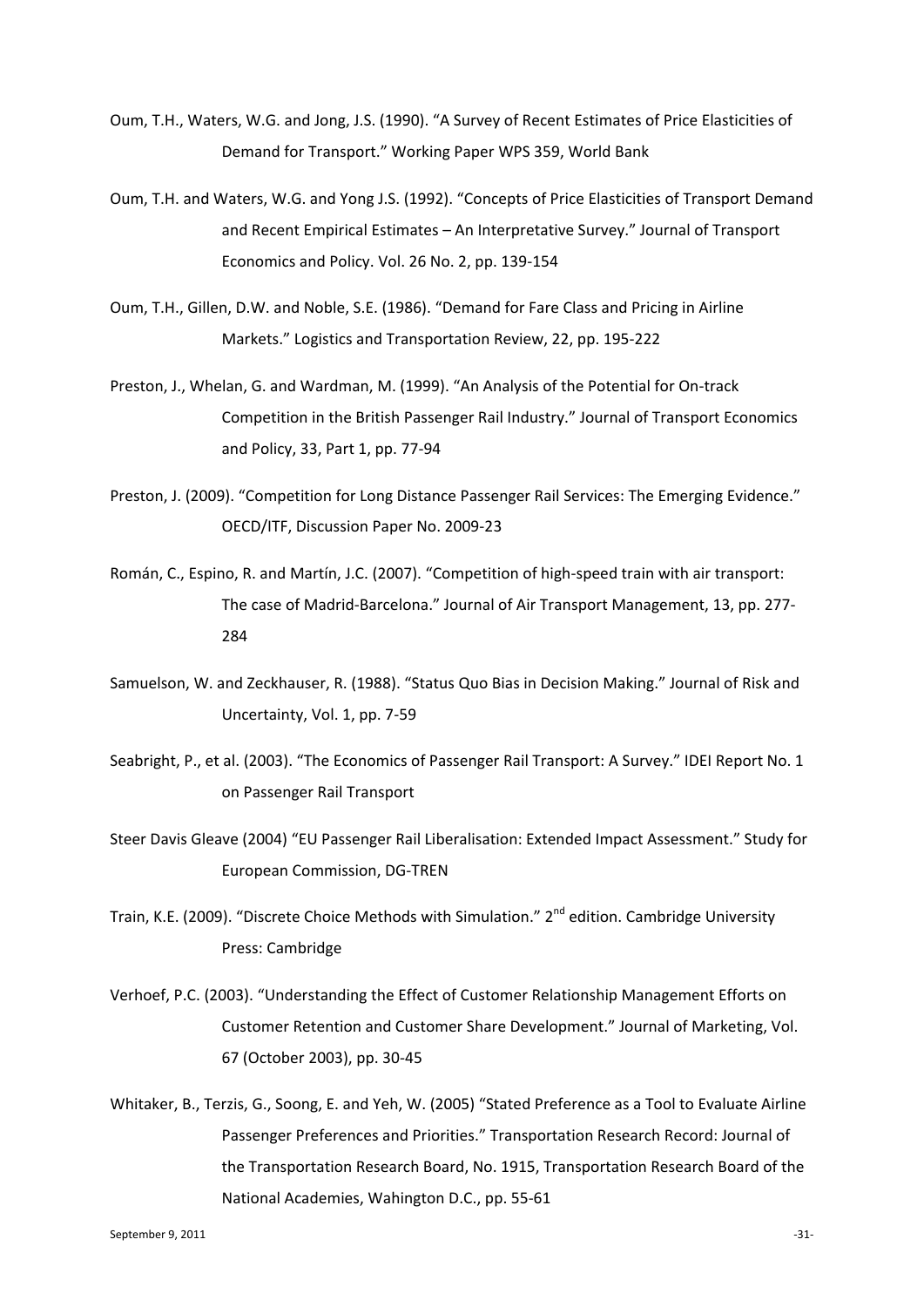Oum, T.H., Waters, W.G. and Jong, J.S. (1990). "A Survey of Recent Estimates of Price Elasticities of Demand for Transport." Working Paper WPS 359, World Bank

Oum, T.H. and Waters, W.G. and Yong J.S. (1992). "Concepts of Price Elasticities of Transport Demand and Recent Empirical Estimates – An Interpretative Survey." Journal of Transport Economics and Policy. Vol. 26 No. 2, pp. 139-154

Oum, T.H., Gillen, D.W. and Noble, S.E. (1986). "Demand for Fare Class and Pricing in Airline Markets." Logistics and Transportation Review, 22, pp. 195-222

Preston, J., Whelan, G. and Wardman, M. (1999). "An Analysis of the Potential for On-track Competition in the British Passenger Rail Industry." Journal of Transport Economics and Policy, 33, Part 1, pp. 77-94

Preston, J. (2009). "Competition for Long Distance Passenger Rail Services: The Emerging Evidence." OECD/ITF, Discussion Paper No. 2009-23

Román, C., Espino, R. and Martín, J.C. (2007). "Competition of high-speed train with air transport: The case of Madrid-Barcelona." Journal of Air Transport Management, 13, pp. 277-284

Samuelson, W. and Zeckhauser, R. (1988). "Status Quo Bias in Decision Making." Journal of Risk and Uncertainty, Vol. 1, pp. 7-59

Seabright, P., et al. (2003). "The Economics of Passenger Rail Transport: A Survey." IDEI Report No. 1 on Passenger Rail Transport

Steer Davis Gleave (2004) "EU Passenger Rail Liberalisation: Extended Impact Assessment." Study for European Commission, DG-TREN

Train, K.E. (2009). "Discrete Choice Methods with Simulation." 2nd edition. Cambridge University Press: Cambridge

Verhoef, P.C. (2003). "Understanding the Effect of Customer Relationship Management Efforts on Customer Retention and Customer Share Development." Journal of Marketing, Vol. 67 (October 2003), pp. 30-45

Whitaker, B., Terzis, G., Soong, E. and Yeh, W. (2005) "Stated Preference as a Tool to Evaluate Airline Passenger Preferences and Priorities." Transportation Research Record: Journal of the Transportation Research Board, No. 1915, Transportation Research Board of the National Academies, Wahington D.C., pp. 55-61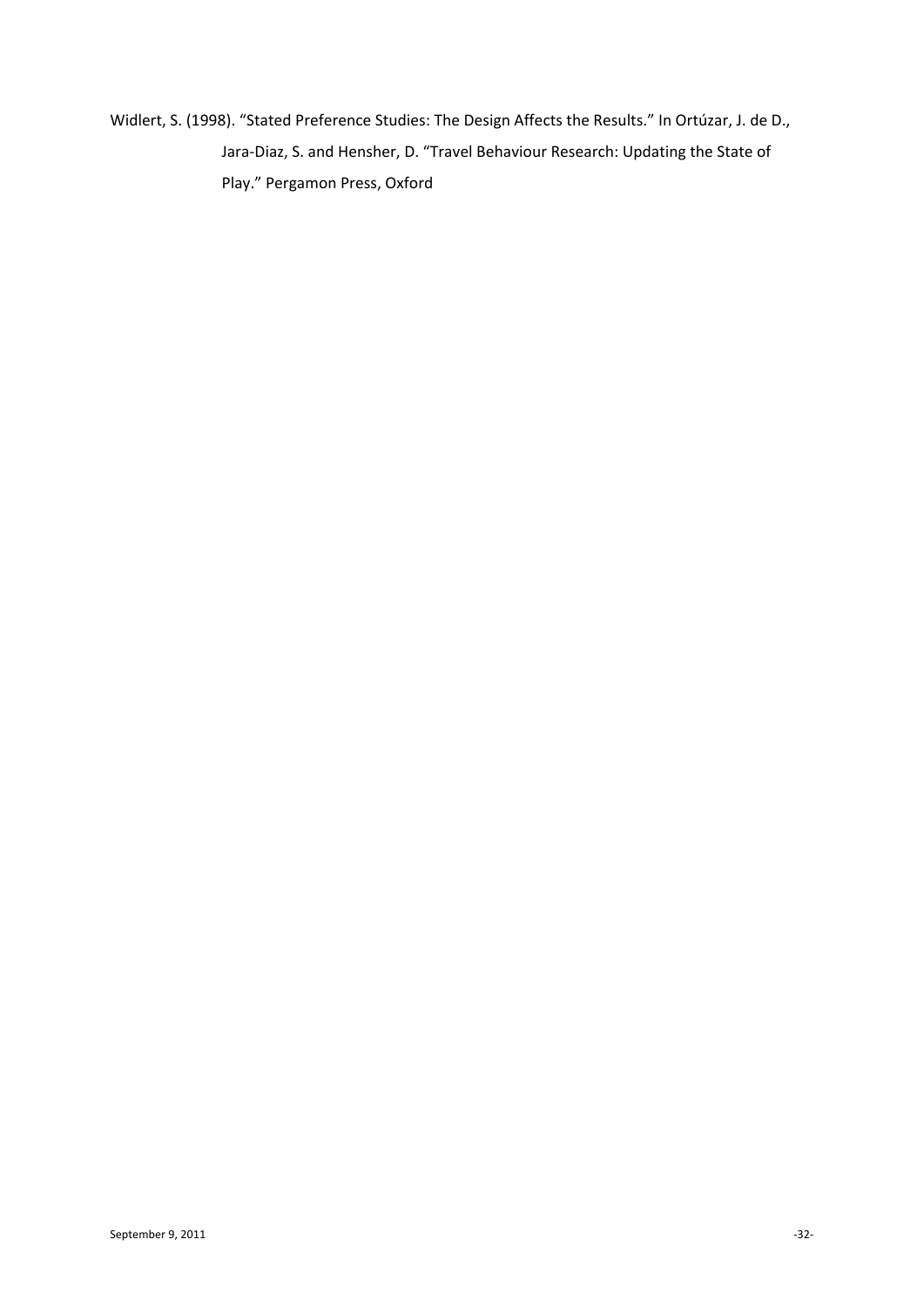Widlert, S. (1998). “Stated Preference Studies: The Design Affects the Results.” In Ortúzar, J. de D., Jara-Diaz, S. and Hensher, D. “Travel Behaviour Research: Updating the State of Play.” Pergamon Press, Oxford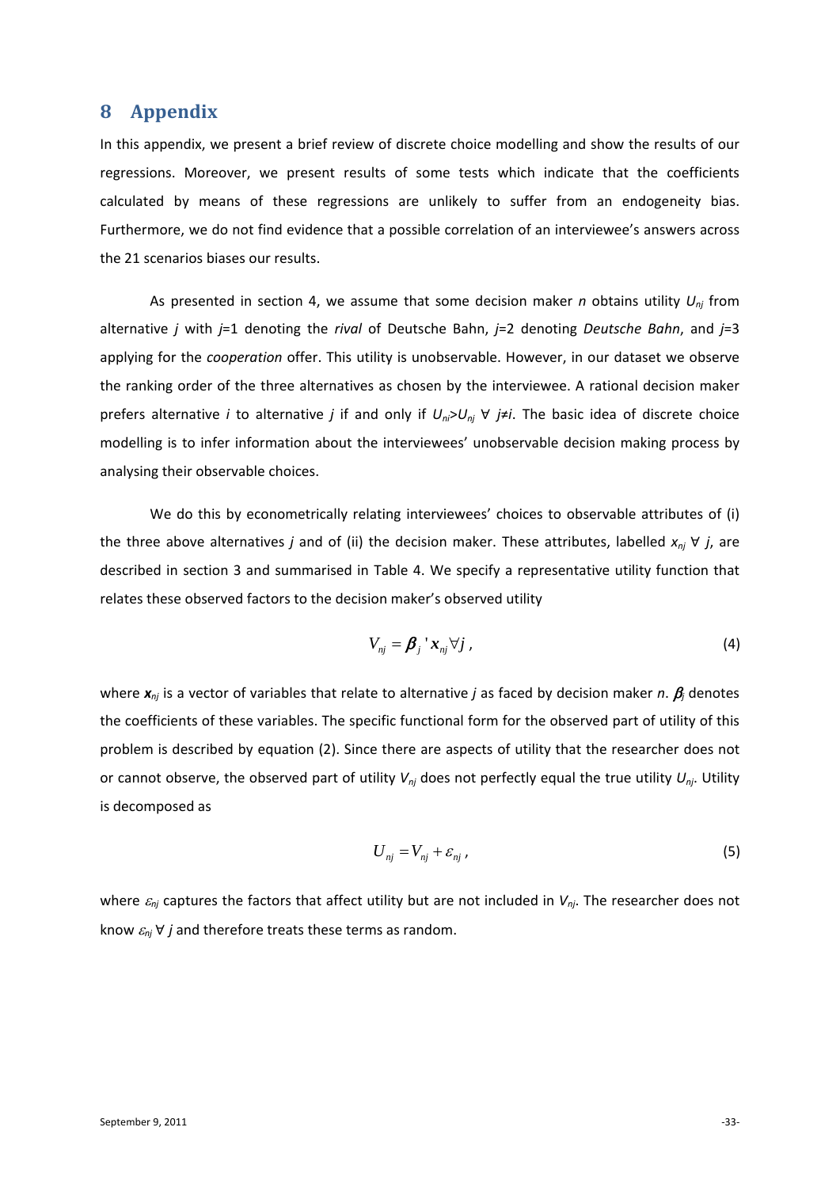# 8 Appendix

In this appendix, we present a brief review of discrete choice modelling and show the results of our regressions. Moreover, we present results of some tests which indicate that the coefficients calculated by means of these regressions are unlikely to suffer from an endogeneity bias. Furthermore, we do not find evidence that a possible correlation of an interviewee's answers across the 21 scenarios biases our results.

As presented in section 4, we assume that some decision maker *n* obtains utility $U_{nj}$ from alternative *j* with *j*=1 denoting the *rival* of Deutsche Bahn, *j*=2 denoting *Deutsche Bahn*, and *j*=3 applying for the *cooperation* offer. This utility is unobservable. However, in our dataset we observe the ranking order of the three alternatives as chosen by the interviewee. A rational decision maker prefers alternative *i* to alternative *j* if and only if $U_{ni}>U_{nj}$ $\forall$ $j \neq i$. The basic idea of discrete choice modelling is to infer information about the interviewees' unobservable decision making process by analysing their observable choices.

We do this by econometrically relating interviewees' choices to observable attributes of (i) the three above alternatives *j* and of (ii) the decision maker. These attributes, labelled $x_{nj}$ $\forall$ *j*, are described in section 3 and summarised in Table 4. We specify a representative utility function that relates these observed factors to the decision maker's observed utility

$$V_{nj} = \boldsymbol{\beta}_j \, ' \, \mathbf{x}_{nj} \forall j \,, \tag{4}$$

where $\boldsymbol{x}_{nj}$ is a vector of variables that relate to alternative *j* as faced by decision maker *n*. $\boldsymbol{\beta}_j$ denotes the coefficients of these variables. The specific functional form for the observed part of utility of this problem is described by equation (2). Since there are aspects of utility that the researcher does not or cannot observe, the observed part of utility $V_{nj}$ does not perfectly equal the true utility $U_{nj}$. Utility is decomposed as

$$U_{nj} = V_{nj} + \varepsilon_{nj} \,, \tag{5}$$

where $\varepsilon_{nj}$ captures the factors that affect utility but are not included in $V_{nj}$. The researcher does not know $\varepsilon_{nj}$ $\forall$ *j* and therefore treats these terms as random.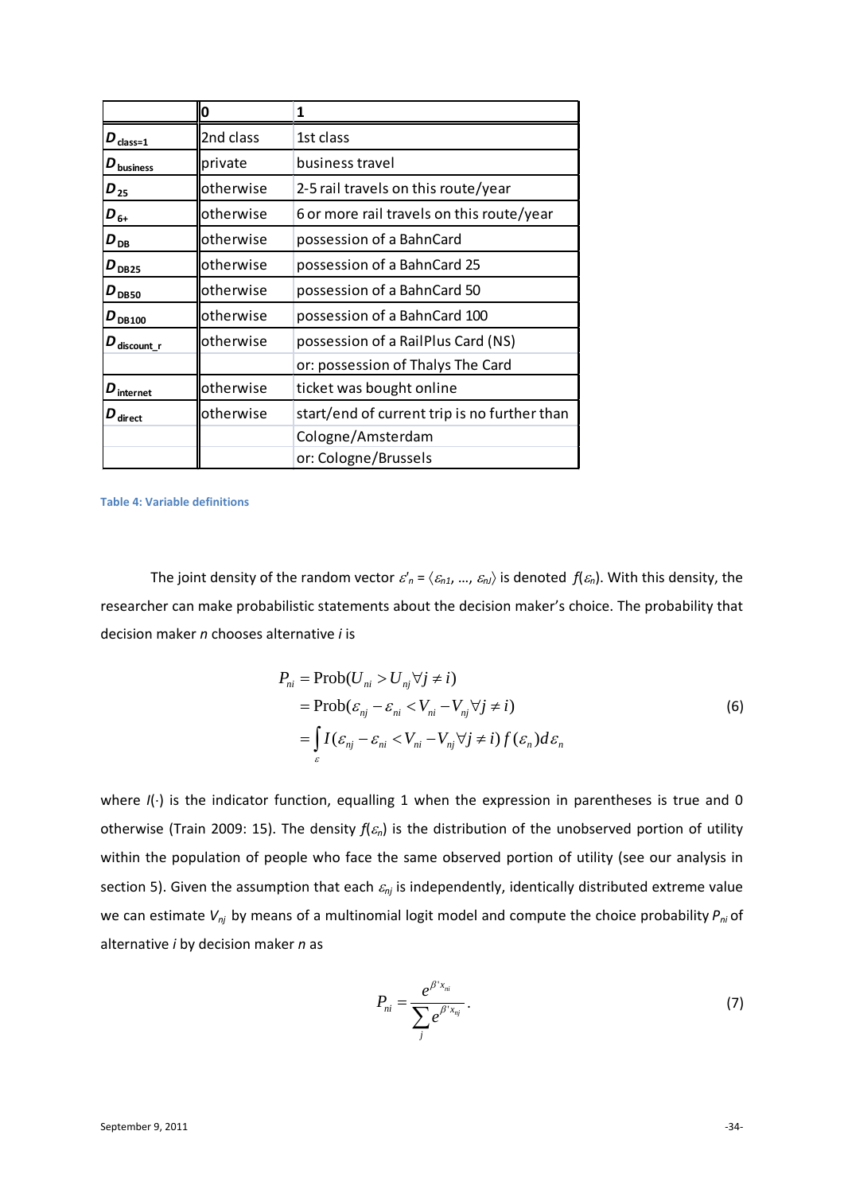| | 0 | 1 |
|---|---|---|
| $D_{class=1}$ | 2nd class | 1st class |
| $D_{business}$ | private | business travel |
| $D_{25}$ | otherwise | 2-5 rail travels on this route/year |
| $D_{6+}$ | otherwise | 6 or more rail travels on this route/year |
| $D_{DB}$ | otherwise | possession of a BahnCard |
| $D_{DB25}$ | otherwise | possession of a BahnCard 25 |
| $D_{DB50}$ | otherwise | possession of a BahnCard 50 |
| $D_{DB100}$ | otherwise | possession of a BahnCard 100 |
| $D_{discount\_r}$ | otherwise | possession of a RailPlus Card (NS) |
| | | or: possession of Thalys The Card |
| $D_{internet}$ | otherwise | ticket was bought online |
| $D_{direct}$ | otherwise | start/end of current trip is no further than |
| | | Cologne/Amsterdam |
| | | or: Cologne/Brussels |

**Table 4: Variable definitions**

The joint density of the random vector $\varepsilon'_n = \langle \varepsilon_{n1}, \ldots, \varepsilon_{nJ} \rangle$ is denoted $f(\varepsilon_n)$. With this density, the researcher can make probabilistic statements about the decision maker's choice. The probability that decision maker $n$ chooses alternative $i$ is

$$
\begin{aligned}
P_{ni} &= \text{Prob}(U_{ni} > U_{nj} \forall j \neq i) \\
&= \text{Prob}(\varepsilon_{nj} - \varepsilon_{ni} < V_{ni} - V_{nj} \forall j \neq i) \\
&= \int_{\varepsilon} I(\varepsilon_{nj} - \varepsilon_{ni} < V_{ni} - V_{nj} \forall j \neq i) f(\varepsilon_n) d\varepsilon_n
\end{aligned}
\tag{6}
$$

where $I(\cdot)$ is the indicator function, equalling 1 when the expression in parentheses is true and 0 otherwise (Train 2009: 15). The density $f(\varepsilon_n)$ is the distribution of the unobserved portion of utility within the population of people who face the same observed portion of utility (see our analysis in section 5). Given the assumption that each $\varepsilon_{nj}$ is independently, identically distributed extreme value we can estimate $V_{nj}$ by means of a multinomial logit model and compute the choice probability $P_{ni}$ of alternative $i$ by decision maker $n$ as

$$
P_{ni} = \frac{e^{\beta' x_{ni}}}{\sum_j e^{\beta' x_{nj}}}. \tag{7}
$$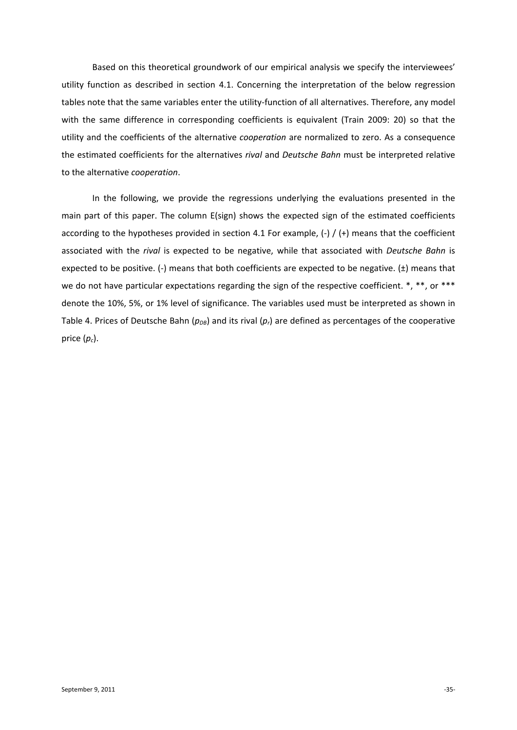Based on this theoretical groundwork of our empirical analysis we specify the interviewees' utility function as described in section 4.1. Concerning the interpretation of the below regression tables note that the same variables enter the utility-function of all alternatives. Therefore, any model with the same difference in corresponding coefficients is equivalent (Train 2009: 20) so that the utility and the coefficients of the alternative *cooperation* are normalized to zero. As a consequence the estimated coefficients for the alternatives *rival* and *Deutsche Bahn* must be interpreted relative to the alternative *cooperation*.

In the following, we provide the regressions underlying the evaluations presented in the main part of this paper. The column E(sign) shows the expected sign of the estimated coefficients according to the hypotheses provided in section 4.1 For example, (-) / (+) means that the coefficient associated with the *rival* is expected to be negative, while that associated with *Deutsche Bahn* is expected to be positive. (-) means that both coefficients are expected to be negative. (±) means that we do not have particular expectations regarding the sign of the respective coefficient. *, **, or *** denote the 10%, 5%, or 1% level of significance. The variables used must be interpreted as shown in Table 4. Prices of Deutsche Bahn ($p_{DB}$) and its rival ($p_r$) are defined as percentages of the cooperative price ($p_c$).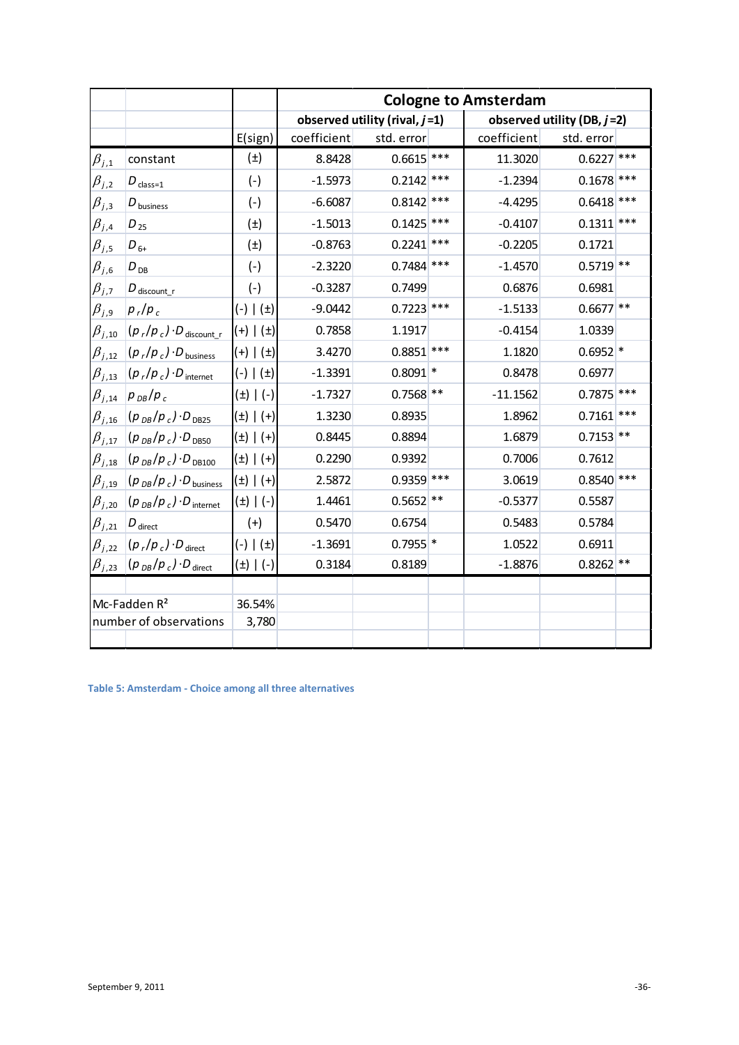| | | | Cologne to Amsterdam | | | | | |
|---|---|---|---|---|---|---|---|---|
| | | | observed utility (rival, $j$=1) | | | observed utility (DB, $j$=2) | | |
| | | E(sign) | coefficient | std. error | | coefficient | std. error | |
| $\beta_{j,1}$ | constant | (±) | 8.8428 | 0.6615 | *** | 11.3020 | 0.6227 | *** |
| $\beta_{j,2}$ | $D_{\text{class=1}}$ | (-) | -1.5973 | 0.2142 | *** | -1.2394 | 0.1678 | *** |
| $\beta_{j,3}$ | $D_{\text{business}}$ | (-) | -6.6087 | 0.8142 | *** | -4.4295 | 0.6418 | *** |
| $\beta_{j,4}$ | $D_{25}$ | (±) | -1.5013 | 0.1425 | *** | -0.4107 | 0.1311 | *** |
| $\beta_{j,5}$ | $D_{6+}$ | (±) | -0.8763 | 0.2241 | *** | -0.2205 | 0.1721 | |
| $\beta_{j,6}$ | $D_{\text{DB}}$ | (-) | -2.3220 | 0.7484 | *** | -1.4570 | 0.5719 | ** |
| $\beta_{j,7}$ | $D_{\text{discount\_r}}$ | (-) | -0.3287 | 0.7499 | | 0.6876 | 0.6981 | |
| $\beta_{j,9}$ | $p_r/p_c$ | (-) \| (±) | -9.0442 | 0.7223 | *** | -1.5133 | 0.6677 | ** |
| $\beta_{j,10}$ | $(p_r/p_c)\cdot D_{\text{discount\_r}}$ | (+) \| (±) | 0.7858 | 1.1917 | | -0.4154 | 1.0339 | |
| $\beta_{j,12}$ | $(p_r/p_c)\cdot D_{\text{business}}$ | (+) \| (±) | 3.4270 | 0.8851 | *** | 1.1820 | 0.6952 | * |
| $\beta_{j,13}$ | $(p_r/p_c)\cdot D_{\text{internet}}$ | (-) \| (±) | -1.3391 | 0.8091 | * | 0.8478 | 0.6977 | |
| $\beta_{j,14}$ | $p_{DB}/p_c$ | (±) \| (-) | -1.7327 | 0.7568 | ** | -11.1562 | 0.7875 | *** |
| $\beta_{j,16}$ | $(p_{DB}/p_c)\cdot D_{\text{DB25}}$ | (±) \| (+) | 1.3230 | 0.8935 | | 1.8962 | 0.7161 | *** |
| $\beta_{j,17}$ | $(p_{DB}/p_c)\cdot D_{\text{DB50}}$ | (±) \| (+) | 0.8445 | 0.8894 | | 1.6879 | 0.7153 | ** |
| $\beta_{j,18}$ | $(p_{DB}/p_c)\cdot D_{\text{DB100}}$ | (±) \| (+) | 0.2290 | 0.9392 | | 0.7006 | 0.7612 | |
| $\beta_{j,19}$ | $(p_{DB}/p_c)\cdot D_{\text{business}}$ | (±) \| (+) | 2.5872 | 0.9359 | *** | 3.0619 | 0.8540 | *** |
| $\beta_{j,20}$ | $(p_{DB}/p_c)\cdot D_{\text{internet}}$ | (±) \| (-) | 1.4461 | 0.5652 | ** | -0.5377 | 0.5587 | |
| $\beta_{j,21}$ | $D_{\text{direct}}$ | (+) | 0.5470 | 0.6754 | | 0.5483 | 0.5784 | |
| $\beta_{j,22}$ | $(p_r/p_c)\cdot D_{\text{direct}}$ | (-) \| (±) | -1.3691 | 0.7955 | * | 1.0522 | 0.6911 | |
| $\beta_{j,23}$ | $(p_{DB}/p_c)\cdot D_{\text{direct}}$ | (±) \| (-) | 0.3184 | 0.8189 | | -1.8876 | 0.8262 | ** |
| Mc-Fadden $R^2$ | | 36.54% | | | | | | |
| number of observations | | 3,780 | | | | | | |

Table 5: Amsterdam - Choice among all three alternatives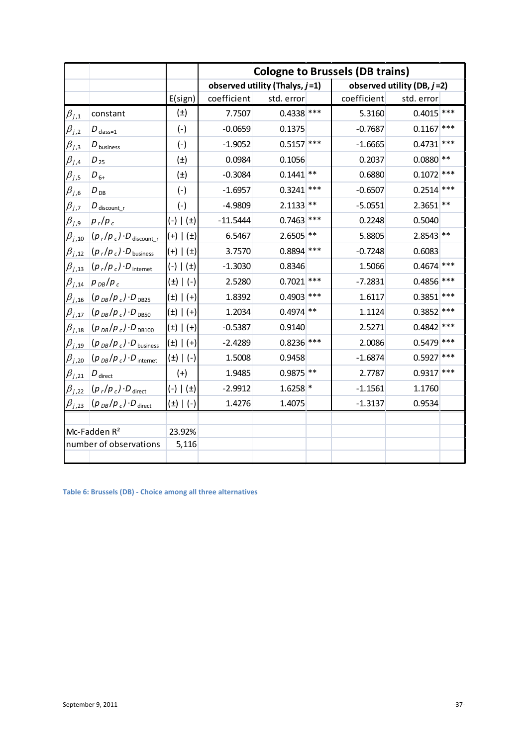| | | | Cologne to Brussels (DB trains) | | | | | |
|---|---|---|---|---|---|---|---|---|
| | | | observed utility (Thalys, $j$=1) | | | observed utility (DB, $j$=2) | | |
| | | E(sign) | coefficient | std. error | | coefficient | std. error | |
| $\beta_{j,1}$ | constant | (±) | 7.7507 | 0.4338 | *** | 5.3160 | 0.4015 | *** |
| $\beta_{j,2}$ | $D_{\text{class=1}}$ | (-) | -0.0659 | 0.1375 | | -0.7687 | 0.1167 | *** |
| $\beta_{j,3}$ | $D_{\text{business}}$ | (-) | -1.9052 | 0.5157 | *** | -1.6665 | 0.4731 | *** |
| $\beta_{j,4}$ | $D_{25}$ | (±) | 0.0984 | 0.1056 | | 0.2037 | 0.0880 | ** |
| $\beta_{j,5}$ | $D_{6+}$ | (±) | -0.3084 | 0.1441 | ** | 0.6880 | 0.1072 | *** |
| $\beta_{j,6}$ | $D_{\text{DB}}$ | (-) | -1.6957 | 0.3241 | *** | -0.6507 | 0.2514 | *** |
| $\beta_{j,7}$ | $D_{\text{discount\_r}}$ | (-) | -4.9809 | 2.1133 | ** | -5.0551 | 2.3651 | ** |
| $\beta_{j,9}$ | $p_r/p_c$ | (-) \| (±) | -11.5444 | 0.7463 | *** | 0.2248 | 0.5040 | |
| $\beta_{j,10}$ | $(p_r/p_c)\cdot D_{\text{discount\_r}}$ | (+) \| (±) | 6.5467 | 2.6505 | ** | 5.8805 | 2.8543 | ** |
| $\beta_{j,12}$ | $(p_r/p_c)\cdot D_{\text{business}}$ | (+) \| (±) | 3.7570 | 0.8894 | *** | -0.7248 | 0.6083 | |
| $\beta_{j,13}$ | $(p_r/p_c)\cdot D_{\text{internet}}$ | (-) \| (±) | -1.3030 | 0.8346 | | 1.5066 | 0.4674 | *** |
| $\beta_{j,14}$ | $p_{DB}/p_c$ | (±) \| (-) | 2.5280 | 0.7021 | *** | -7.2831 | 0.4856 | *** |
| $\beta_{j,16}$ | $(p_{DB}/p_c)\cdot D_{\text{DB25}}$ | (±) \| (+) | 1.8392 | 0.4903 | *** | 1.6117 | 0.3851 | *** |
| $\beta_{j,17}$ | $(p_{DB}/p_c)\cdot D_{\text{DB50}}$ | (±) \| (+) | 1.2034 | 0.4974 | ** | 1.1124 | 0.3852 | *** |
| $\beta_{j,18}$ | $(p_{DB}/p_c)\cdot D_{\text{DB100}}$ | (±) \| (+) | -0.5387 | 0.9140 | | 2.5271 | 0.4842 | *** |
| $\beta_{j,19}$ | $(p_{DB}/p_c)\cdot D_{\text{business}}$ | (±) \| (+) | -2.4289 | 0.8236 | *** | 2.0086 | 0.5479 | *** |
| $\beta_{j,20}$ | $(p_{DB}/p_c)\cdot D_{\text{internet}}$ | (±) \| (-) | 1.5008 | 0.9458 | | -1.6874 | 0.5927 | *** |
| $\beta_{j,21}$ | $D_{\text{direct}}$ | (+) | 1.9485 | 0.9875 | ** | 2.7787 | 0.9317 | *** |
| $\beta_{j,22}$ | $(p_r/p_c)\cdot D_{\text{direct}}$ | (-) \| (±) | -2.9912 | 1.6258 | * | -1.1561 | 1.1760 | |
| $\beta_{j,23}$ | $(p_{DB}/p_c)\cdot D_{\text{direct}}$ | (±) \| (-) | 1.4276 | 1.4075 | | -1.3137 | 0.9534 | |
| | | | | | | | | |
| Mc-Fadden $R^2$ | | 23.92% | | | | | | |
| number of observations | | 5,116 | | | | | | |

Table 6: Brussels (DB) - Choice among all three alternatives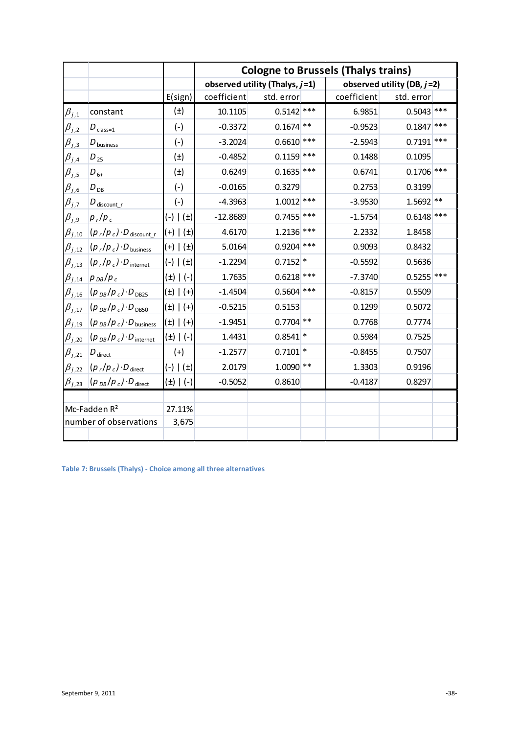| | | | Cologne to Brussels (Thalys trains) | | | | | |
|---|---|---|---|---|---|---|---|---|
| | | | observed utility (Thalys, $j$=1) | | | observed utility (DB, $j$=2) | | |
| | | E(sign) | coefficient | std. error | | coefficient | std. error | |
| $\beta_{j,1}$ | constant | (±) | 10.1105 | 0.5142 | *** | 6.9851 | 0.5043 | *** |
| $\beta_{j,2}$ | $D_{\text{class=1}}$ | (-) | -0.3372 | 0.1674 | ** | -0.9523 | 0.1847 | *** |
| $\beta_{j,3}$ | $D_{\text{business}}$ | (-) | -3.2024 | 0.6610 | *** | -2.5943 | 0.7191 | *** |
| $\beta_{j,4}$ | $D_{25}$ | (±) | -0.4852 | 0.1159 | *** | 0.1488 | 0.1095 | |
| $\beta_{j,5}$ | $D_{6+}$ | (±) | 0.6249 | 0.1635 | *** | 0.6741 | 0.1706 | *** |
| $\beta_{j,6}$ | $D_{\text{DB}}$ | (-) | -0.0165 | 0.3279 | | 0.2753 | 0.3199 | |
| $\beta_{j,7}$ | $D_{\text{discount\_r}}$ | (-) | -4.3963 | 1.0012 | *** | -3.9530 | 1.5692 | ** |
| $\beta_{j,9}$ | $p_r/p_c$ | (-) \| (±) | -12.8689 | 0.7455 | *** | -1.5754 | 0.6148 | *** |
| $\beta_{j,10}$ | $(p_r/p_c)\cdot D_{\text{discount\_r}}$ | (+) \| (±) | 4.6170 | 1.2136 | *** | 2.2332 | 1.8458 | |
| $\beta_{j,12}$ | $(p_r/p_c)\cdot D_{\text{business}}$ | (+) \| (±) | 5.0164 | 0.9204 | *** | 0.9093 | 0.8432 | |
| $\beta_{j,13}$ | $(p_r/p_c)\cdot D_{\text{internet}}$ | (-) \| (±) | -1.2294 | 0.7152 | * | -0.5592 | 0.5636 | |
| $\beta_{j,14}$ | $p_{DB}/p_c$ | (±) \| (-) | 1.7635 | 0.6218 | *** | -7.3740 | 0.5255 | *** |
| $\beta_{j,16}$ | $(p_{DB}/p_c)\cdot D_{\text{DB25}}$ | (±) \| (+) | -1.4504 | 0.5604 | *** | -0.8157 | 0.5509 | |
| $\beta_{j,17}$ | $(p_{DB}/p_c)\cdot D_{\text{DB50}}$ | (±) \| (+) | -0.5215 | 0.5153 | | 0.1299 | 0.5072 | |
| $\beta_{j,19}$ | $(p_{DB}/p_c)\cdot D_{\text{business}}$ | (±) \| (+) | -1.9451 | 0.7704 | ** | 0.7768 | 0.7774 | |
| $\beta_{j,20}$ | $(p_{DB}/p_c)\cdot D_{\text{internet}}$ | (±) \| (-) | 1.4431 | 0.8541 | * | 0.5984 | 0.7525 | |
| $\beta_{j,21}$ | $D_{\text{direct}}$ | (+) | -1.2577 | 0.7101 | * | -0.8455 | 0.7507 | |
| $\beta_{j,22}$ | $(p_r/p_c)\cdot D_{\text{direct}}$ | (-) \| (±) | 2.0179 | 1.0090 | ** | 1.3303 | 0.9196 | |
| $\beta_{j,23}$ | $(p_{DB}/p_c)\cdot D_{\text{direct}}$ | (±) \| (-) | -0.5052 | 0.8610 | | -0.4187 | 0.8297 | |
| Mc-Fadden $R^2$ | | 27.11% | | | | | | |
| number of observations | | 3,675 | | | | | | |

**Table 7: Brussels (Thalys) - Choice among all three alternatives**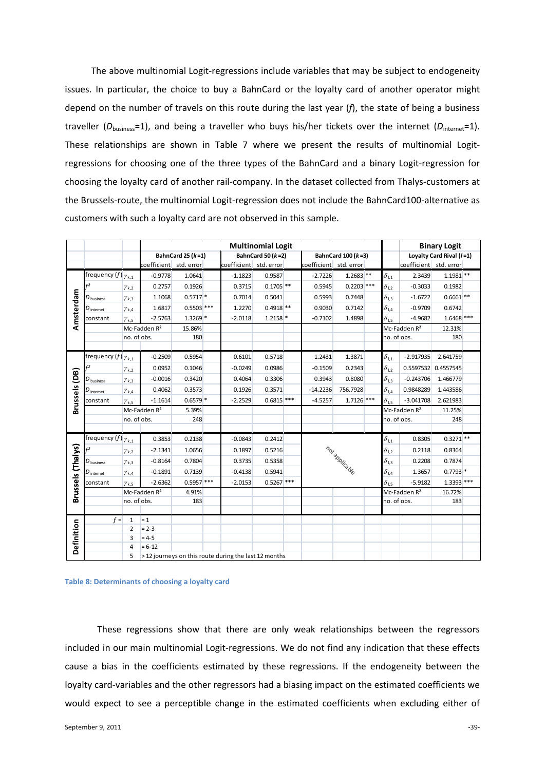The above multinomial Logit-regressions include variables that may be subject to endogeneity issues. In particular, the choice to buy a BahnCard or the loyalty card of another operator might depend on the number of travels on this route during the last year ($f$), the state of being a business traveller ($D_{business}$=1), and being a traveller who buys his/her tickets over the internet ($D_{internet}$=1). These relationships are shown in Table 7 where we present the results of multinomial Logit-regressions for choosing one of the three types of the BahnCard and a binary Logit-regression for choosing the loyalty card of another rail-company. In the dataset collected from Thalys-customers at the Brussels-route, the multinomial Logit-regression does not include the BahnCard100-alternative as customers with such a loyalty card are not observed in this sample.

| | | | Multinomial Logit | | | | | | | | | | Binary Logit | | |
|---|---|---|---|---|---|---|---|---|---|---|---|---|---|---|---|
| | | | BahnCard 25 ($k$=1) | | | BahnCard 50 ($k$=2) | | | BahnCard 100 ($k$=3) | | | | Loyalty Card Rival ($l$=1) | | |
| | | | coefficient | std. error | | coefficient | std. error | | coefficient | std. error | | | coefficient | std. error | |
| **Amsterdam** | frequency ($f$) | $\gamma_{k,1}$ | -0.9778 | 1.0641 | | -1.1823 | 0.9587 | | -2.7226 | 1.2683 | ** | $\delta_{l,1}$ | 2.3439 | 1.1981 | ** |
| | $f^2$ | $\gamma_{k,2}$ | 0.2757 | 0.1926 | | 0.3715 | 0.1705 | ** | 0.5945 | 0.2203 | *** | $\delta_{l,2}$ | -0.3033 | 0.1982 | |
| | $D_{business}$ | $\gamma_{k,3}$ | 1.1068 | 0.5717 | * | 0.7014 | 0.5041 | | 0.5993 | 0.7448 | | $\delta_{l,3}$ | -1.6722 | 0.6661 | ** |
| | $D_{internet}$ | $\gamma_{k,4}$ | 1.6817 | 0.5503 | *** | 1.2270 | 0.4918 | ** | 0.9030 | 0.7142 | | $\delta_{l,4}$ | -0.9709 | 0.6742 | |
| | constant | $\gamma_{k,5}$ | -2.5763 | 1.3269 | * | -2.0118 | 1.2158 | * | -0.7102 | 1.4898 | | $\delta_{l,5}$ | -4.9682 | 1.6468 | *** |
| | | Mc-Fadden $R^2$ | | 15.86% | | | | | | | | Mc-Fadden $R^2$ | | 12.31% | |
| | | no. of obs. | | 180 | | | | | | | | no. of obs. | | 180 | |
| **Brussels (DB)** | frequency ($f$) | $\gamma_{k,1}$ | -0.2509 | 0.5954 | | 0.6101 | 0.5718 | | 1.2431 | 1.3871 | | $\delta_{l,1}$ | -2.917935 | 2.641759 | |
| | $f^2$ | $\gamma_{k,2}$ | 0.0952 | 0.1046 | | -0.0249 | 0.0986 | | -0.1509 | 0.2343 | | $\delta_{l,2}$ | 0.5597532 | 0.4557545 | |
| | $D_{business}$ | $\gamma_{k,3}$ | -0.0016 | 0.3420 | | 0.4064 | 0.3306 | | 0.3943 | 0.8080 | | $\delta_{l,3}$ | -0.243706 | 1.466779 | |
| | $D_{internet}$ | $\gamma_{k,4}$ | 0.4062 | 0.3573 | | 0.1926 | 0.3571 | | -14.2236 | 756.7928 | | $\delta_{l,4}$ | 0.9848289 | 1.443586 | |
| | constant | $\gamma_{k,5}$ | -1.1614 | 0.6579 | * | -2.2529 | 0.6815 | *** | -4.5257 | 1.7126 | *** | $\delta_{l,5}$ | -3.041708 | 2.621983 | |
| | | Mc-Fadden $R^2$ | | 5.39% | | | | | | | | Mc-Fadden $R^2$ | | 11.25% | |
| | | no. of obs. | | 248 | | | | | | | | no. of obs. | | 248 | |
| **Brussels (Thalys)** | frequency ($f$) | $\gamma_{k,1}$ | 0.3853 | 0.2138 | | -0.0843 | 0.2412 | | not applicable | | | $\delta_{l,1}$ | 0.8305 | 0.3271 | ** |
| | $f^2$ | $\gamma_{k,2}$ | -2.1341 | 1.0656 | | 0.1897 | 0.5216 | | | | | $\delta_{l,2}$ | 0.2118 | 0.8364 | |
| | $D_{business}$ | $\gamma_{k,3}$ | -0.8164 | 0.7804 | | 0.3735 | 0.5358 | | | | | $\delta_{l,3}$ | 0.2208 | 0.7874 | |
| | $D_{internet}$ | $\gamma_{k,4}$ | -0.1891 | 0.7139 | | -0.4138 | 0.5941 | | | | | $\delta_{l,4}$ | 1.3657 | 0.7793 | * |
| | constant | $\gamma_{k,5}$ | -2.6362 | 0.5957 | *** | -2.0153 | 0.5267 | *** | | | | $\delta_{l,5}$ | -5.9182 | 1.3393 | *** |
| | | Mc-Fadden $R^2$ | | 4.91% | | | | | | | | Mc-Fadden $R^2$ | | 16.72% | |
| | | no. of obs. | | 183 | | | | | | | | no. of obs. | | 183 | |
| **Definition** | $f$ = | 1 | = 1 | | | | | | | | | | | | |
| | | 2 | = 2-3 | | | | | | | | | | | | |
| | | 3 | = 4-5 | | | | | | | | | | | | |
| | | 4 | = 6-12 | | | | | | | | | | | | |
| | | 5 | > 12 journeys on this route during the last 12 months | | | | | | | | | | | | |

**Table 8: Determinants of choosing a loyalty card**

These regressions show that there are only weak relationships between the regressor included in our main multinomial Logit-regressions. We do not find any indication that these effects cause a bias in the coefficients estimated by these regressions. If the endogeneity between the loyalty card-variables and the other regressors had a biasing impact on the estimated coefficients we would expect to see a perceptible change in the estimated coefficients when excluding either of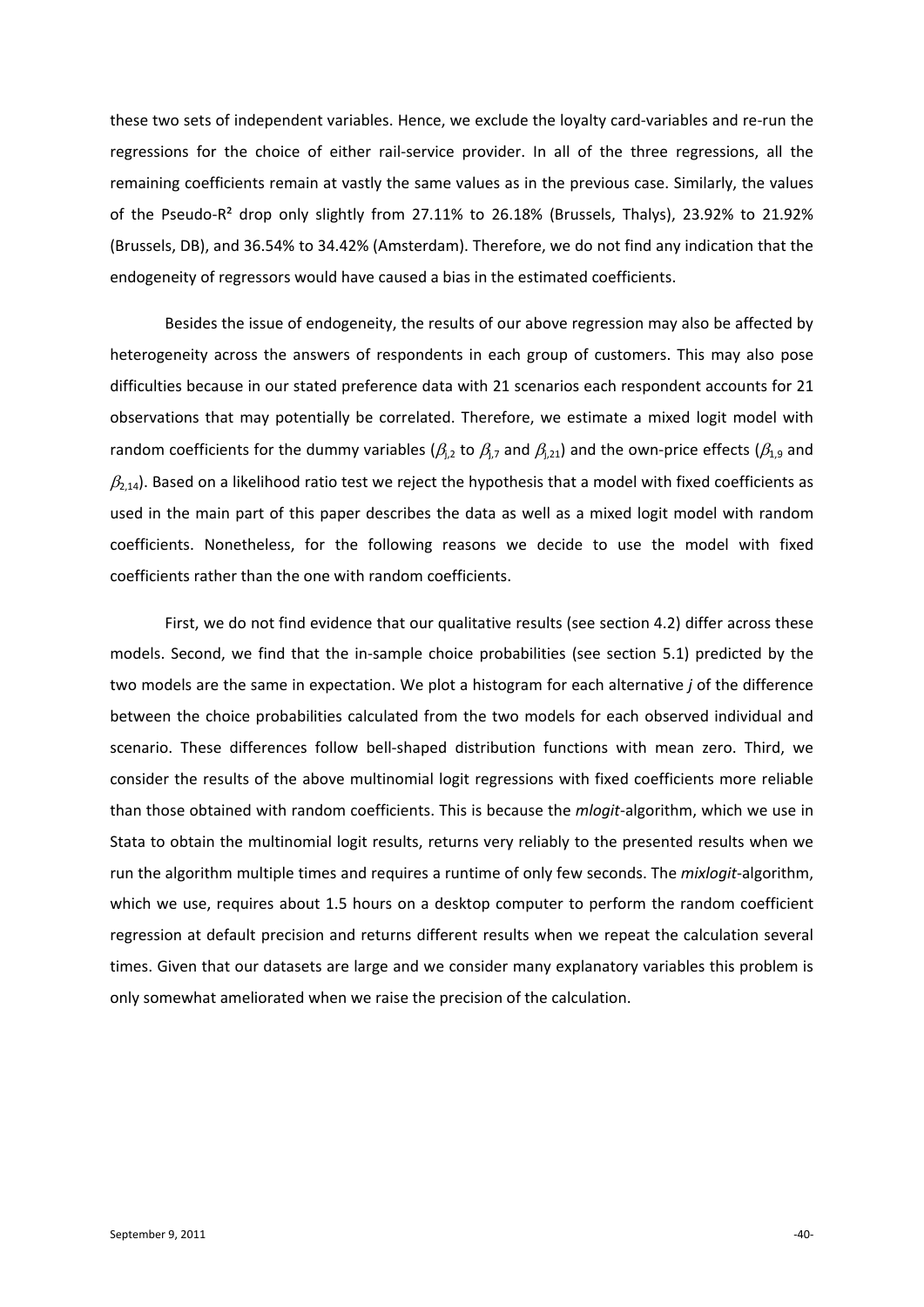these two sets of independent variables. Hence, we exclude the loyalty card-variables and re-run the regressions for the choice of either rail-service provider. In all of the three regressions, all the remaining coefficients remain at vastly the same values as in the previous case. Similarly, the values of the Pseudo-$R^2$ drop only slightly from 27.11% to 26.18% (Brussels, Thalys), 23.92% to 21.92% (Brussels, DB), and 36.54% to 34.42% (Amsterdam). Therefore, we do not find any indication that the endogeneity of regressors would have caused a bias in the estimated coefficients.

Besides the issue of endogeneity, the results of our above regression may also be affected by heterogeneity across the answers of respondents in each group of customers. This may also pose difficulties because in our stated preference data with 21 scenarios each respondent accounts for 21 observations that may potentially be correlated. Therefore, we estimate a mixed logit model with random coefficients for the dummy variables ($\beta_{j,2}$ to $\beta_{j,7}$ and $\beta_{j,21}$) and the own-price effects ($\beta_{1,9}$ and $\beta_{2,14}$). Based on a likelihood ratio test we reject the hypothesis that a model with fixed coefficients as used in the main part of this paper describes the data as well as a mixed logit model with random coefficients. Nonetheless, for the following reasons we decide to use the model with fixed coefficients rather than the one with random coefficients.

First, we do not find evidence that our qualitative results (see section 4.2) differ across these models. Second, we find that the in-sample choice probabilities (see section 5.1) predicted by the two models are the same in expectation. We plot a histogram for each alternative *j* of the difference between the choice probabilities calculated from the two models for each observed individual and scenario. These differences follow bell-shaped distribution functions with mean zero. Third, we consider the results of the above multinomial logit regressions with fixed coefficients more reliable than those obtained with random coefficients. This is because the *mlogit*-algorithm, which we use in Stata to obtain the multinomial logit results, returns very reliably to the presented results when we run the algorithm multiple times and requires a runtime of only few seconds. The *mixlogit*-algorithm, which we use, requires about 1.5 hours on a desktop computer to perform the random coefficient regression at default precision and returns different results when we repeat the calculation several times. Given that our datasets are large and we consider many explanatory variables this problem is only somewhat ameliorated when we raise the precision of the calculation.